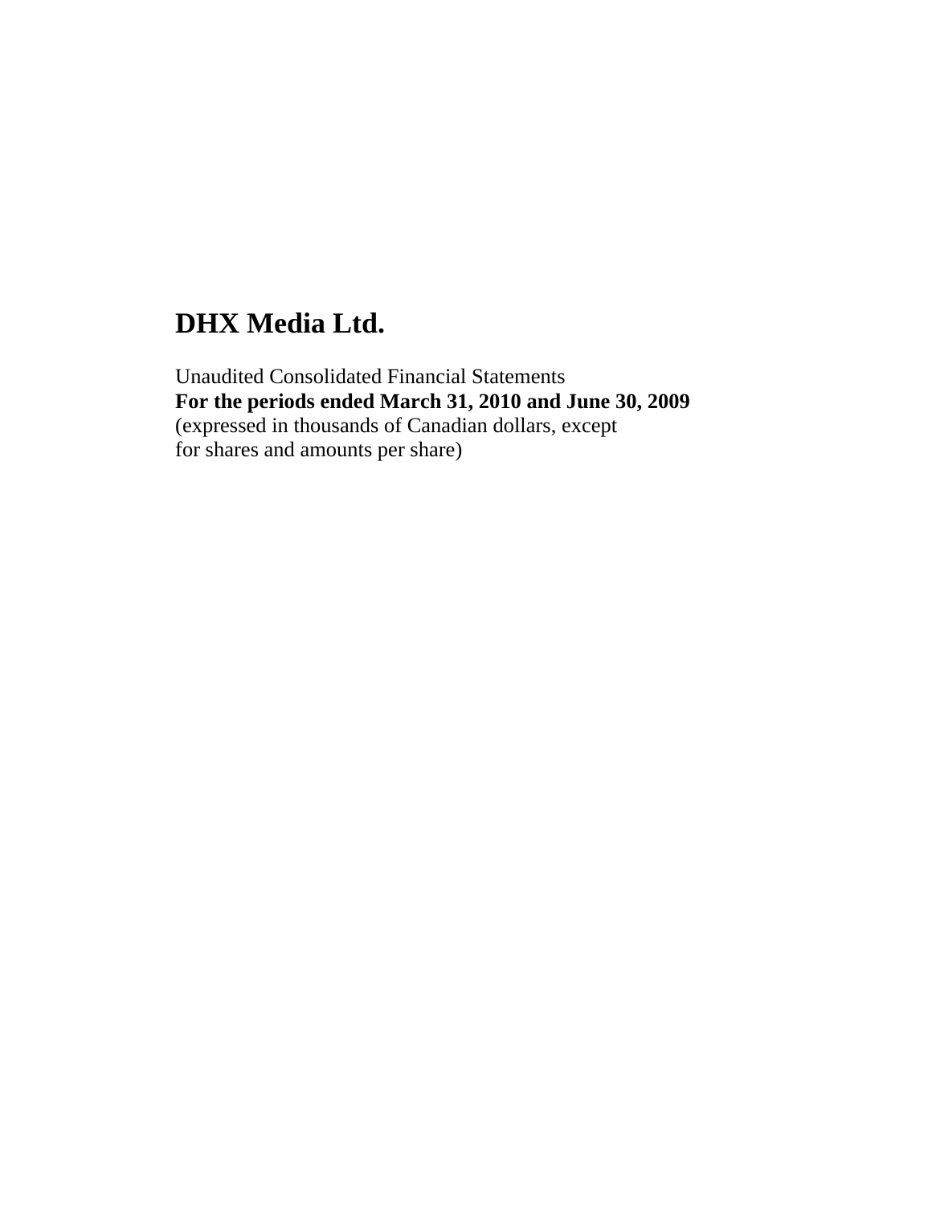# DHX Media Ltd.

Unaudited Consolidated Financial Statements
**For the periods ended March 31, 2010 and June 30, 2009**
(expressed in thousands of Canadian dollars, except
for shares and amounts per share)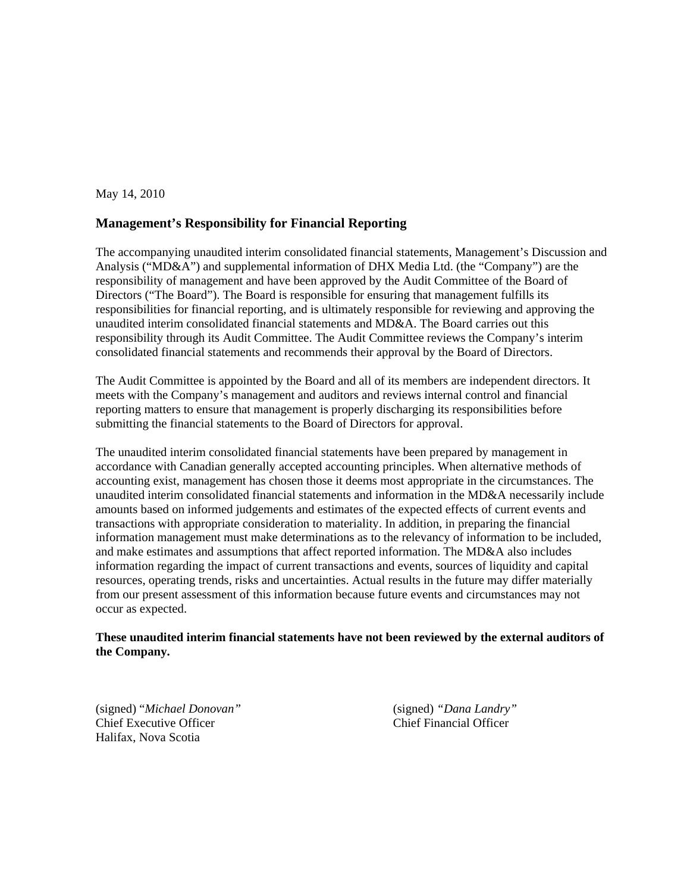May 14, 2010

## Management's Responsibility for Financial Reporting

The accompanying unaudited interim consolidated financial statements, Management's Discussion and Analysis ("MD&A") and supplemental information of DHX Media Ltd. (the "Company") are the responsibility of management and have been approved by the Audit Committee of the Board of Directors ("The Board"). The Board is responsible for ensuring that management fulfills its responsibilities for financial reporting, and is ultimately responsible for reviewing and approving the unaudited interim consolidated financial statements and MD&A. The Board carries out this responsibility through its Audit Committee. The Audit Committee reviews the Company's interim consolidated financial statements and recommends their approval by the Board of Directors.

The Audit Committee is appointed by the Board and all of its members are independent directors. It meets with the Company's management and auditors and reviews internal control and financial reporting matters to ensure that management is properly discharging its responsibilities before submitting the financial statements to the Board of Directors for approval.

The unaudited interim consolidated financial statements have been prepared by management in accordance with Canadian generally accepted accounting principles. When alternative methods of accounting exist, management has chosen those it deems most appropriate in the circumstances. The unaudited interim consolidated financial statements and information in the MD&A necessarily include amounts based on informed judgements and estimates of the expected effects of current events and transactions with appropriate consideration to materiality. In addition, in preparing the financial information management must make determinations as to the relevancy of information to be included, and make estimates and assumptions that affect reported information. The MD&A also includes information regarding the impact of current transactions and events, sources of liquidity and capital resources, operating trends, risks and uncertainties. Actual results in the future may differ materially from our present assessment of this information because future events and circumstances may not occur as expected.

**These unaudited interim financial statements have not been reviewed by the external auditors of the Company.**

(signed) "*Michael Donovan*"
Chief Executive Officer
Halifax, Nova Scotia

(signed) *"Dana Landry"*
Chief Financial Officer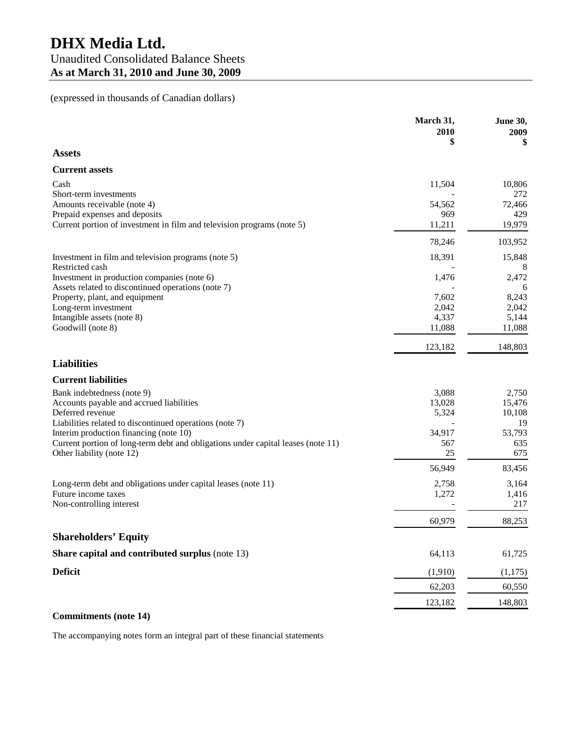# DHX Media Ltd.

## Unaudited Consolidated Balance Sheets

**As at March 31, 2010 and June 30, 2009**

(expressed in thousands of Canadian dollars)

| | March 31, 2010 $ | June 30, 2009 $ |
|---|---|---|
| **Assets** | | |
| **Current assets** | | |
| Cash | 11,504 | 10,806 |
| Short-term investments | - | 272 |
| Amounts receivable (note 4) | 54,562 | 72,466 |
| Prepaid expenses and deposits | 969 | 429 |
| Current portion of investment in film and television programs (note 5) | 11,211 | 19,979 |
| | 78,246 | 103,952 |
| Investment in film and television programs (note 5) | 18,391 | 15,848 |
| Restricted cash | - | 8 |
| Investment in production companies (note 6) | 1,476 | 2,472 |
| Assets related to discontinued operations (note 7) | - | 6 |
| Property, plant, and equipment | 7,602 | 8,243 |
| Long-term investment | 2,042 | 2,042 |
| Intangible assets (note 8) | 4,337 | 5,144 |
| Goodwill (note 8) | 11,088 | 11,088 |
| | 123,182 | 148,803 |
| **Liabilities** | | |
| **Current liabilities** | | |
| Bank indebtedness (note 9) | 3,088 | 2,750 |
| Accounts payable and accrued liabilities | 13,028 | 15,476 |
| Deferred revenue | 5,324 | 10,108 |
| Liabilities related to discontinued operations (note 7) | - | 19 |
| Interim production financing (note 10) | 34,917 | 53,793 |
| Current portion of long-term debt and obligations under capital leases (note 11) | 567 | 635 |
| Other liability (note 12) | 25 | 675 |
| | 56,949 | 83,456 |
| Long-term debt and obligations under capital leases (note 11) | 2,758 | 3,164 |
| Future income taxes | 1,272 | 1,416 |
| Non-controlling interest | - | 217 |
| | 60,979 | 88,253 |
| **Shareholders' Equity** | | |
| **Share capital and contributed surplus** (note 13) | 64,113 | 61,725 |
| **Deficit** | (1,910) | (1,175) |
| | 62,203 | 60,550 |
| | 123,182 | 148,803 |

**Commitments (note 14)**

The accompanying notes form an integral part of these financial statements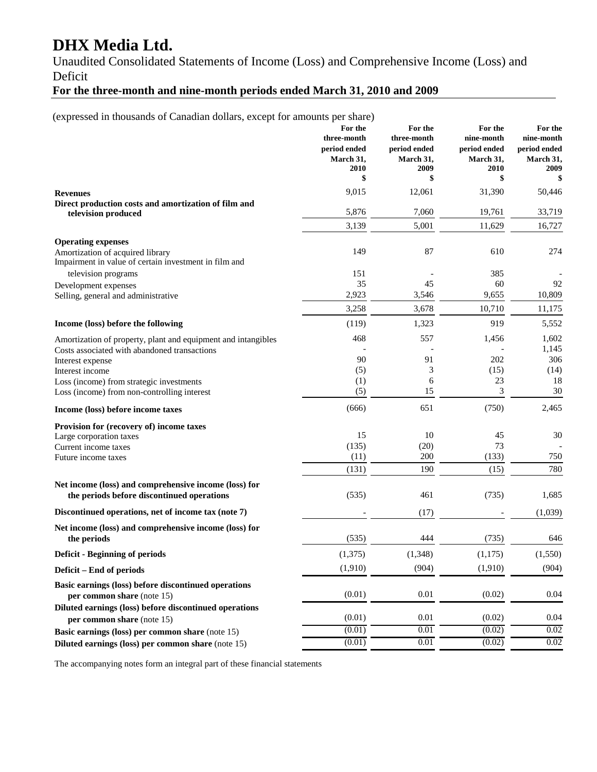# DHX Media Ltd.

Unaudited Consolidated Statements of Income (Loss) and Comprehensive Income (Loss) and Deficit

**For the three-month and nine-month periods ended March 31, 2010 and 2009**

(expressed in thousands of Canadian dollars, except for amounts per share)

| | For the three-month period ended March 31, 2010 $ | For the three-month period ended March 31, 2009 $ | For the nine-month period ended March 31, 2010 $ | For the nine-month period ended March 31, 2009 $ |
|---|---|---|---|---|
| **Revenues** | 9,015 | 12,061 | 31,390 | 50,446 |
| **Direct production costs and amortization of film and television produced** | 5,876 | 7,060 | 19,761 | 33,719 |
| | 3,139 | 5,001 | 11,629 | 16,727 |
| **Operating expenses** | | | | |
| Amortization of acquired library | 149 | 87 | 610 | 274 |
| Impairment in value of certain investment in film and television programs | 151 | - | 385 | - |
| Development expenses | 35 | 45 | 60 | 92 |
| Selling, general and administrative | 2,923 | 3,546 | 9,655 | 10,809 |
| | 3,258 | 3,678 | 10,710 | 11,175 |
| **Income (loss) before the following** | (119) | 1,323 | 919 | 5,552 |
| Amortization of property, plant and equipment and intangibles | 468 | 557 | 1,456 | 1,602 |
| Costs associated with abandoned transactions | - | - | - | 1,145 |
| Interest expense | 90 | 91 | 202 | 306 |
| Interest income | (5) | 3 | (15) | (14) |
| Loss (income) from strategic investments | (1) | 6 | 23 | 18 |
| Loss (income) from non-controlling interest | (5) | 15 | 3 | 30 |
| **Income (loss) before income taxes** | (666) | 651 | (750) | 2,465 |
| **Provision for (recovery of) income taxes** | | | | |
| Large corporation taxes | 15 | 10 | 45 | 30 |
| Current income taxes | (135) | (20) | 73 | - |
| Future income taxes | (11) | 200 | (133) | 750 |
| | (131) | 190 | (15) | 780 |
| **Net income (loss) and comprehensive income (loss) for the periods before discontinued operations** | (535) | 461 | (735) | 1,685 |
| **Discontinued operations, net of income tax (note 7)** | - | (17) | - | (1,039) |
| **Net income (loss) and comprehensive income (loss) for the periods** | (535) | 444 | (735) | 646 |
| **Deficit - Beginning of periods** | (1,375) | (1,348) | (1,175) | (1,550) |
| **Deficit – End of periods** | (1,910) | (904) | (1,910) | (904) |
| **Basic earnings (loss) before discontinued operations per common share** (note 15) | (0.01) | 0.01 | (0.02) | 0.04 |
| **Diluted earnings (loss) before discontinued operations per common share** (note 15) | (0.01) | 0.01 | (0.02) | 0.04 |
| **Basic earnings (loss) per common share** (note 15) | (0.01) | 0.01 | (0.02) | 0.02 |
| **Diluted earnings (loss) per common share** (note 15) | (0.01) | 0.01 | (0.02) | 0.02 |

The accompanying notes form an integral part of these financial statements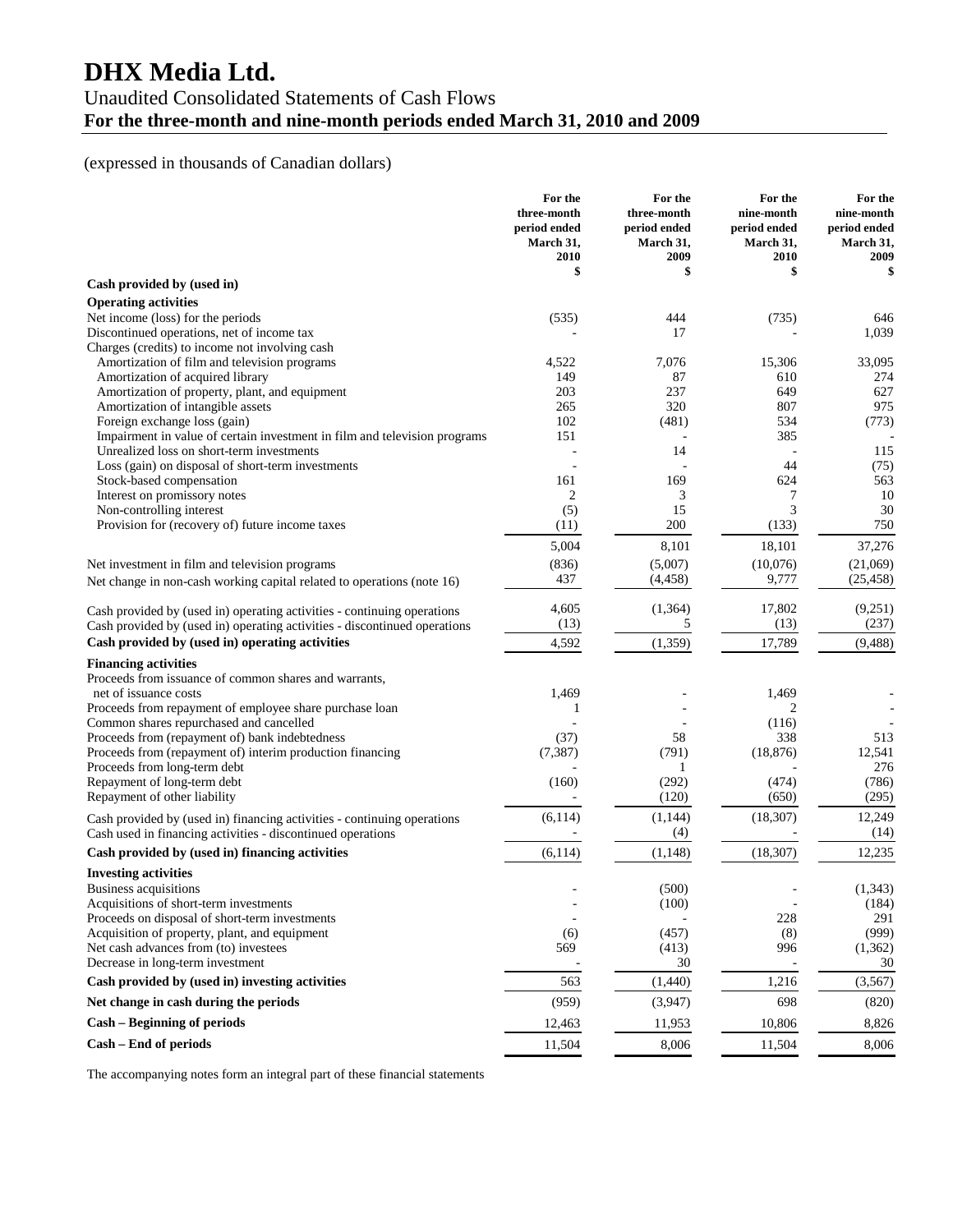# DHX Media Ltd.

## Unaudited Consolidated Statements of Cash Flows

## For the three-month and nine-month periods ended March 31, 2010 and 2009

(expressed in thousands of Canadian dollars)

| | For the three-month period ended March 31, 2010 $ | For the three-month period ended March 31, 2009 $ | For the nine-month period ended March 31, 2010 $ | For the nine-month period ended March 31, 2009 $ |
|---|---|---|---|---|
| **Cash provided by (used in)** | | | | |
| **Operating activities** | | | | |
| Net income (loss) for the periods | (535) | 444 | (735) | 646 |
| Discontinued operations, net of income tax | - | 17 | - | 1,039 |
| Charges (credits) to income not involving cash | | | | |
| Amortization of film and television programs | 4,522 | 7,076 | 15,306 | 33,095 |
| Amortization of acquired library | 149 | 87 | 610 | 274 |
| Amortization of property, plant, and equipment | 203 | 237 | 649 | 627 |
| Amortization of intangible assets | 265 | 320 | 807 | 975 |
| Foreign exchange loss (gain) | 102 | (481) | 534 | (773) |
| Impairment in value of certain investment in film and television programs | 151 | - | 385 | - |
| Unrealized loss on short-term investments | - | 14 | - | 115 |
| Loss (gain) on disposal of short-term investments | - | - | 44 | (75) |
| Stock-based compensation | 161 | 169 | 624 | 563 |
| Interest on promissory notes | 2 | 3 | 7 | 10 |
| Non-controlling interest | (5) | 15 | 3 | 30 |
| Provision for (recovery of) future income taxes | (11) | 200 | (133) | 750 |
| | 5,004 | 8,101 | 18,101 | 37,276 |
| Net investment in film and television programs | (836) | (5,007) | (10,076) | (21,069) |
| Net change in non-cash working capital related to operations (note 16) | 437 | (4,458) | 9,777 | (25,458) |
| Cash provided by (used in) operating activities - continuing operations | 4,605 | (1,364) | 17,802 | (9,251) |
| Cash provided by (used in) operating activities - discontinued operations | (13) | 5 | (13) | (237) |
| **Cash provided by (used in) operating activities** | 4,592 | (1,359) | 17,789 | (9,488) |
| **Financing activities** | | | | |
| Proceeds from issuance of common shares and warrants, net of issuance costs | 1,469 | - | 1,469 | - |
| Proceeds from repayment of employee share purchase loan | 1 | - | 2 | - |
| Common shares repurchased and cancelled | - | - | (116) | - |
| Proceeds from (repayment of) bank indebtedness | (37) | 58 | 338 | 513 |
| Proceeds from (repayment of) interim production financing | (7,387) | (791) | (18,876) | 12,541 |
| Proceeds from long-term debt | - | 1 | - | 276 |
| Repayment of long-term debt | (160) | (292) | (474) | (786) |
| Repayment of other liability | - | (120) | (650) | (295) |
| Cash provided by (used in) financing activities - continuing operations | (6,114) | (1,144) | (18,307) | 12,249 |
| Cash used in financing activities - discontinued operations | - | (4) | - | (14) |
| **Cash provided by (used in) financing activities** | (6,114) | (1,148) | (18,307) | 12,235 |
| **Investing activities** | | | | |
| Business acquisitions | - | (500) | - | (1,343) |
| Acquisitions of short-term investments | - | (100) | - | (184) |
| Proceeds on disposal of short-term investments | - | - | 228 | 291 |
| Acquisition of property, plant, and equipment | (6) | (457) | (8) | (999) |
| Net cash advances from (to) investees | 569 | (413) | 996 | (1,362) |
| Decrease in long-term investment | - | 30 | - | 30 |
| **Cash provided by (used in) investing activities** | 563 | (1,440) | 1,216 | (3,567) |
| **Net change in cash during the periods** | (959) | (3,947) | 698 | (820) |
| **Cash – Beginning of periods** | 12,463 | 11,953 | 10,806 | 8,826 |
| **Cash – End of periods** | 11,504 | 8,006 | 11,504 | 8,006 |

The accompanying notes form an integral part of these financial statements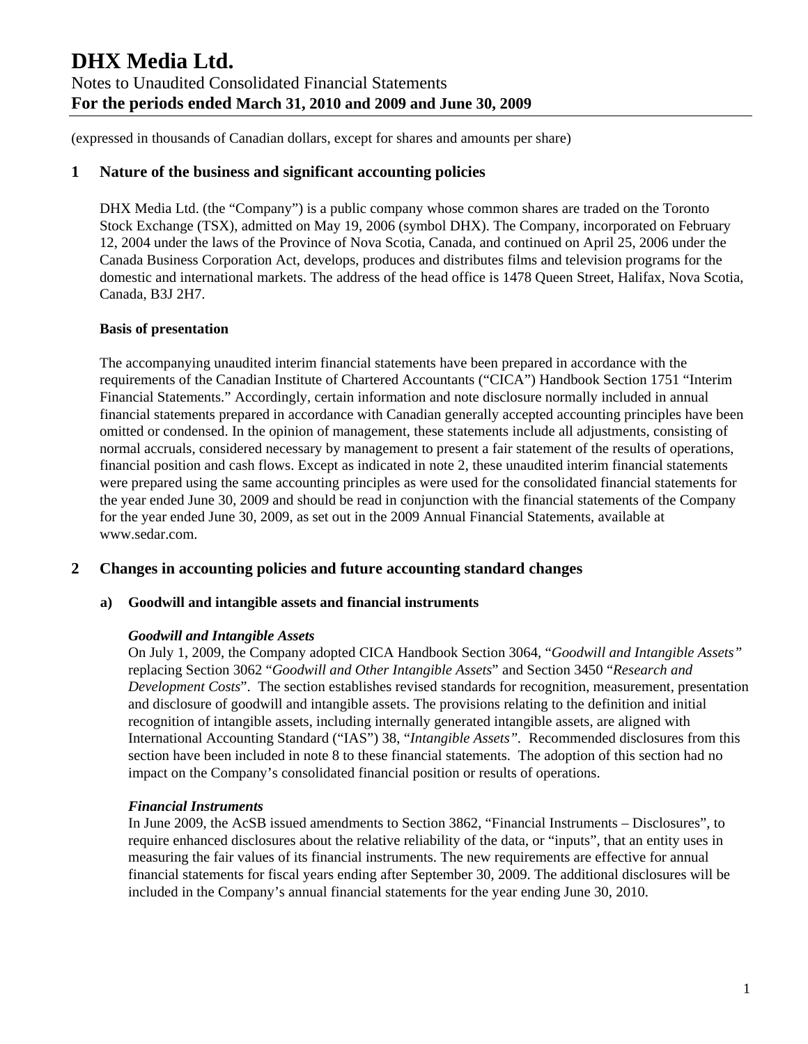# DHX Media Ltd.

Notes to Unaudited Consolidated Financial Statements

**For the periods ended March 31, 2010 and 2009 and June 30, 2009**

(expressed in thousands of Canadian dollars, except for shares and amounts per share)

## 1 Nature of the business and significant accounting policies

DHX Media Ltd. (the "Company") is a public company whose common shares are traded on the Toronto Stock Exchange (TSX), admitted on May 19, 2006 (symbol DHX). The Company, incorporated on February 12, 2004 under the laws of the Province of Nova Scotia, Canada, and continued on April 25, 2006 under the Canada Business Corporation Act, develops, produces and distributes films and television programs for the domestic and international markets. The address of the head office is 1478 Queen Street, Halifax, Nova Scotia, Canada, B3J 2H7.

**Basis of presentation**

The accompanying unaudited interim financial statements have been prepared in accordance with the requirements of the Canadian Institute of Chartered Accountants ("CICA") Handbook Section 1751 "Interim Financial Statements." Accordingly, certain information and note disclosure normally included in annual financial statements prepared in accordance with Canadian generally accepted accounting principles have been omitted or condensed. In the opinion of management, these statements include all adjustments, consisting of normal accruals, considered necessary by management to present a fair statement of the results of operations, financial position and cash flows. Except as indicated in note 2, these unaudited interim financial statements were prepared using the same accounting principles as were used for the consolidated financial statements for the year ended June 30, 2009 and should be read in conjunction with the financial statements of the Company for the year ended June 30, 2009, as set out in the 2009 Annual Financial Statements, available at www.sedar.com.

## 2 Changes in accounting policies and future accounting standard changes

### a) Goodwill and intangible assets and financial instruments

***Goodwill and Intangible Assets***

On July 1, 2009, the Company adopted CICA Handbook Section 3064, "*Goodwill and Intangible Assets*" replacing Section 3062 "*Goodwill and Other Intangible Assets*" and Section 3450 "*Research and Development Costs*". The section establishes revised standards for recognition, measurement, presentation and disclosure of goodwill and intangible assets. The provisions relating to the definition and initial recognition of intangible assets, including internally generated intangible assets, are aligned with International Accounting Standard ("IAS") 38, "*Intangible Assets*". Recommended disclosures from this section have been included in note 8 to these financial statements. The adoption of this section had no impact on the Company's consolidated financial position or results of operations.

***Financial Instruments***

In June 2009, the AcSB issued amendments to Section 3862, "Financial Instruments – Disclosures", to require enhanced disclosures about the relative reliability of the data, or "inputs", that an entity uses in measuring the fair values of its financial instruments. The new requirements are effective for annual financial statements for fiscal years ending after September 30, 2009. The additional disclosures will be included in the Company's annual financial statements for the year ending June 30, 2010.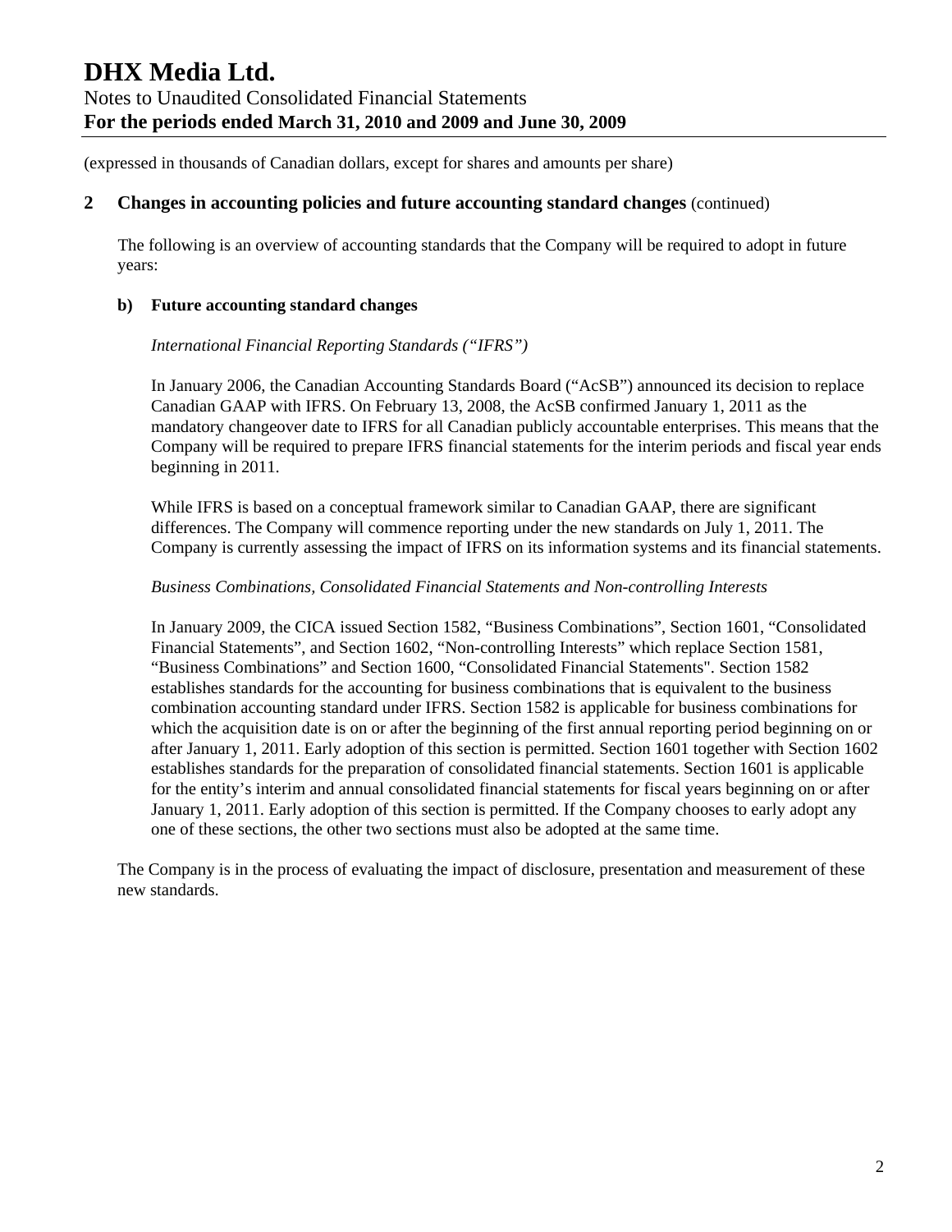(expressed in thousands of Canadian dollars, except for shares and amounts per share)

## 2 Changes in accounting policies and future accounting standard changes (continued)

The following is an overview of accounting standards that the Company will be required to adopt in future years:

### b) Future accounting standard changes

*International Financial Reporting Standards ("IFRS")*

In January 2006, the Canadian Accounting Standards Board ("AcSB") announced its decision to replace Canadian GAAP with IFRS. On February 13, 2008, the AcSB confirmed January 1, 2011 as the mandatory changeover date to IFRS for all Canadian publicly accountable enterprises. This means that the Company will be required to prepare IFRS financial statements for the interim periods and fiscal year ends beginning in 2011.

While IFRS is based on a conceptual framework similar to Canadian GAAP, there are significant differences. The Company will commence reporting under the new standards on July 1, 2011. The Company is currently assessing the impact of IFRS on its information systems and its financial statements.

*Business Combinations, Consolidated Financial Statements and Non-controlling Interests*

In January 2009, the CICA issued Section 1582, "Business Combinations", Section 1601, "Consolidated Financial Statements", and Section 1602, "Non-controlling Interests" which replace Section 1581, "Business Combinations" and Section 1600, "Consolidated Financial Statements". Section 1582 establishes standards for the accounting for business combinations that is equivalent to the business combination accounting standard under IFRS. Section 1582 is applicable for business combinations for which the acquisition date is on or after the beginning of the first annual reporting period beginning on or after January 1, 2011. Early adoption of this section is permitted. Section 1601 together with Section 1602 establishes standards for the preparation of consolidated financial statements. Section 1601 is applicable for the entity's interim and annual consolidated financial statements for fiscal years beginning on or after January 1, 2011. Early adoption of this section is permitted. If the Company chooses to early adopt any one of these sections, the other two sections must also be adopted at the same time.

The Company is in the process of evaluating the impact of disclosure, presentation and measurement of these new standards.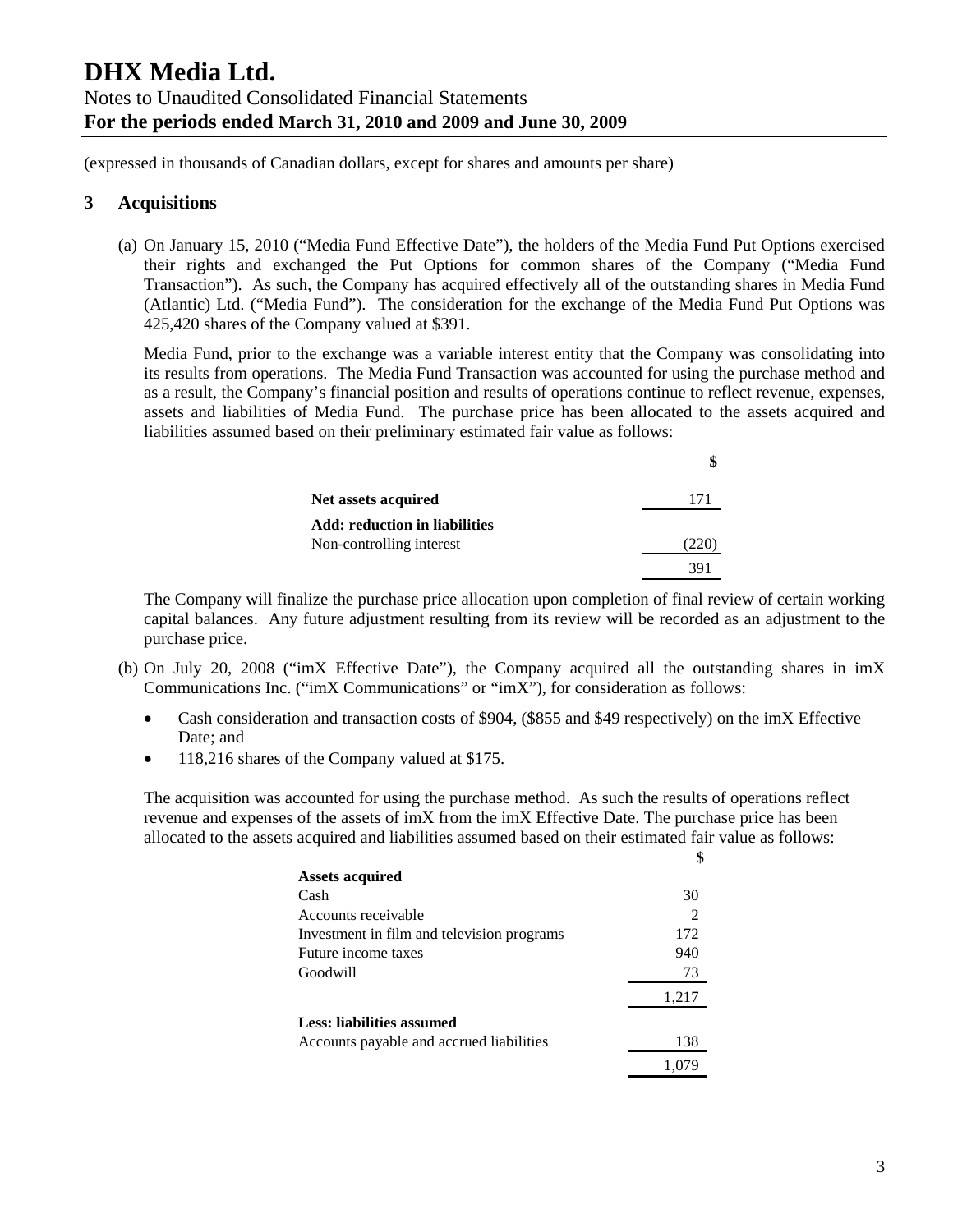(expressed in thousands of Canadian dollars, except for shares and amounts per share)

## 3 Acquisitions

(a) On January 15, 2010 ("Media Fund Effective Date"), the holders of the Media Fund Put Options exercised their rights and exchanged the Put Options for common shares of the Company ("Media Fund Transaction"). As such, the Company has acquired effectively all of the outstanding shares in Media Fund (Atlantic) Ltd. ("Media Fund"). The consideration for the exchange of the Media Fund Put Options was 425,420 shares of the Company valued at $391.

Media Fund, prior to the exchange was a variable interest entity that the Company was consolidating into its results from operations. The Media Fund Transaction was accounted for using the purchase method and as a result, the Company's financial position and results of operations continue to reflect revenue, expenses, assets and liabilities of Media Fund. The purchase price has been allocated to the assets acquired and liabilities assumed based on their preliminary estimated fair value as follows:

| | $ |
|---|---|
| **Net assets acquired** | 171 |
| **Add: reduction in liabilities** | |
| Non-controlling interest | (220) |
| | 391 |

The Company will finalize the purchase price allocation upon completion of final review of certain working capital balances. Any future adjustment resulting from its review will be recorded as an adjustment to the purchase price.

(b) On July 20, 2008 ("imX Effective Date"), the Company acquired all the outstanding shares in imX Communications Inc. ("imX Communications" or "imX"), for consideration as follows:

- Cash consideration and transaction costs of $904, ($855 and $49 respectively) on the imX Effective Date; and
- 118,216 shares of the Company valued at $175.

The acquisition was accounted for using the purchase method. As such the results of operations reflect revenue and expenses of the assets of imX from the imX Effective Date. The purchase price has been allocated to the assets acquired and liabilities assumed based on their estimated fair value as follows:

| | $ |
|---|---|
| **Assets acquired** | |
| Cash | 30 |
| Accounts receivable | 2 |
| Investment in film and television programs | 172 |
| Future income taxes | 940 |
| Goodwill | 73 |
| | 1,217 |
| **Less: liabilities assumed** | |
| Accounts payable and accrued liabilities | 138 |
| | 1,079 |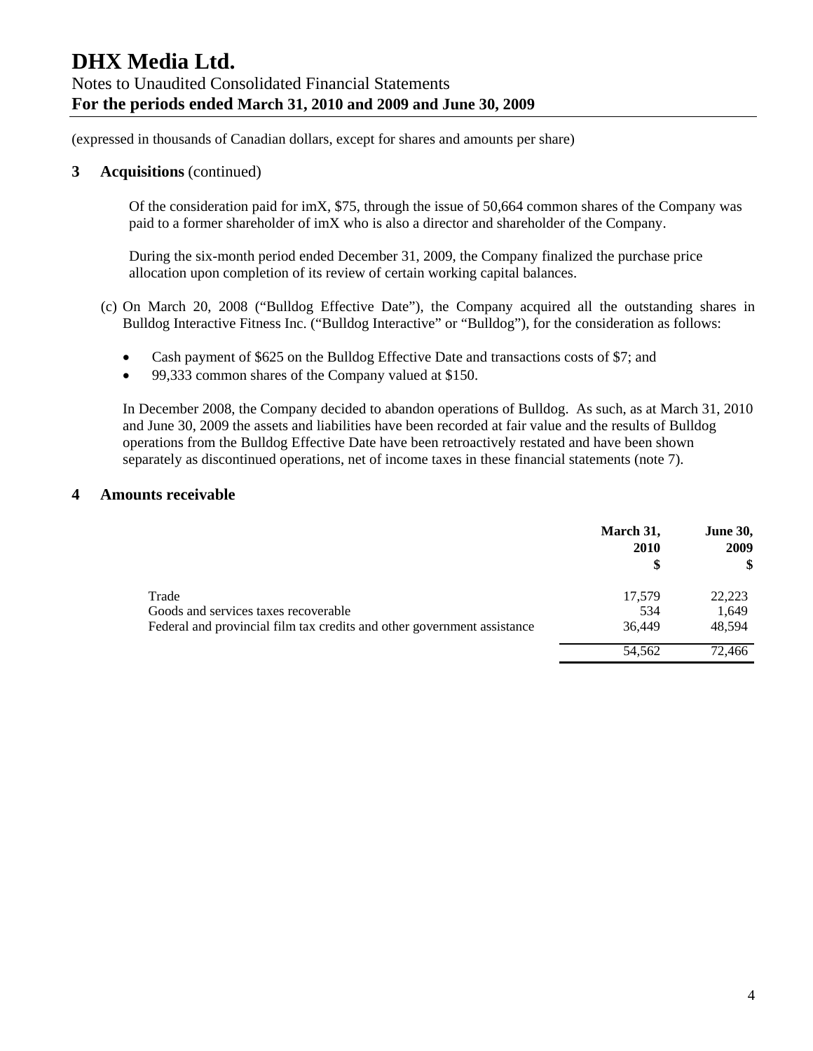(expressed in thousands of Canadian dollars, except for shares and amounts per share)

## 3 Acquisitions (continued)

Of the consideration paid for imX, $75, through the issue of 50,664 common shares of the Company was paid to a former shareholder of imX who is also a director and shareholder of the Company.

During the six-month period ended December 31, 2009, the Company finalized the purchase price allocation upon completion of its review of certain working capital balances.

(c) On March 20, 2008 ("Bulldog Effective Date"), the Company acquired all the outstanding shares in Bulldog Interactive Fitness Inc. ("Bulldog Interactive" or "Bulldog"), for the consideration as follows:

- Cash payment of $625 on the Bulldog Effective Date and transactions costs of $7; and
- 99,333 common shares of the Company valued at $150.

In December 2008, the Company decided to abandon operations of Bulldog. As such, as at March 31, 2010 and June 30, 2009 the assets and liabilities have been recorded at fair value and the results of Bulldog operations from the Bulldog Effective Date have been retroactively restated and have been shown separately as discontinued operations, net of income taxes in these financial statements (note 7).

## 4 Amounts receivable

| | March 31, 2010 $ | June 30, 2009 $ |
|---|---|---|
| Trade | 17,579 | 22,223 |
| Goods and services taxes recoverable | 534 | 1,649 |
| Federal and provincial film tax credits and other government assistance | 36,449 | 48,594 |
| | 54,562 | 72,466 |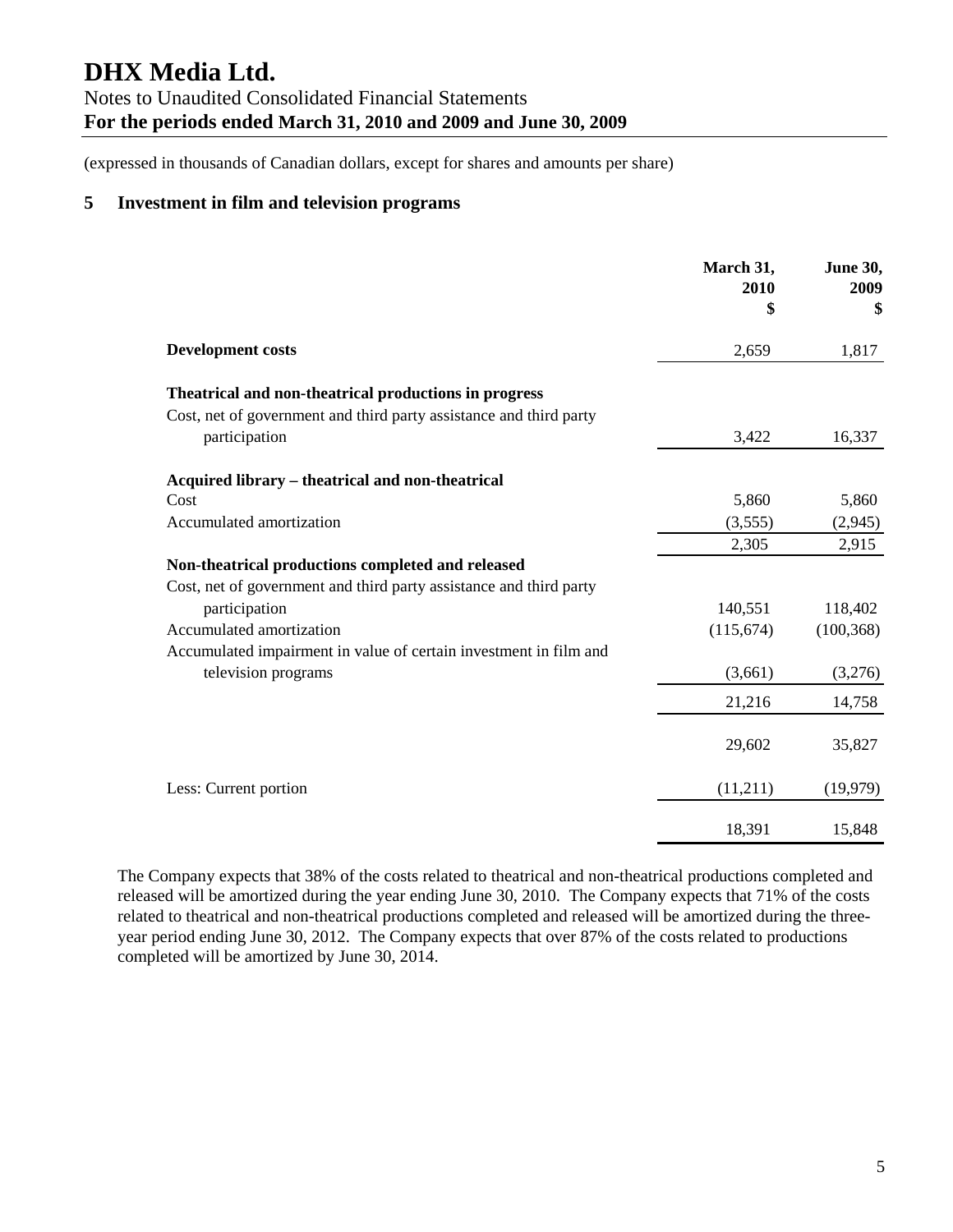# DHX Media Ltd.

Notes to Unaudited Consolidated Financial Statements
**For the periods ended March 31, 2010 and 2009 and June 30, 2009**

(expressed in thousands of Canadian dollars, except for shares and amounts per share)

## 5 Investment in film and television programs

| | March 31, 2010 $ | June 30, 2009 $ |
|---|---|---|
| **Development costs** | 2,659 | 1,817 |
| **Theatrical and non-theatrical productions in progress** | | |
| Cost, net of government and third party assistance and third party participation | 3,422 | 16,337 |
| **Acquired library – theatrical and non-theatrical** | | |
| Cost | 5,860 | 5,860 |
| Accumulated amortization | (3,555) | (2,945) |
| | 2,305 | 2,915 |
| **Non-theatrical productions completed and released** | | |
| Cost, net of government and third party assistance and third party participation | 140,551 | 118,402 |
| Accumulated amortization | (115,674) | (100,368) |
| Accumulated impairment in value of certain investment in film and television programs | (3,661) | (3,276) |
| | 21,216 | 14,758 |
| | 29,602 | 35,827 |
| Less: Current portion | (11,211) | (19,979) |
| | 18,391 | 15,848 |

The Company expects that 38% of the costs related to theatrical and non-theatrical productions completed and released will be amortized during the year ending June 30, 2010. The Company expects that 71% of the costs related to theatrical and non-theatrical productions completed and released will be amortized during the three-year period ending June 30, 2012. The Company expects that over 87% of the costs related to productions completed will be amortized by June 30, 2014.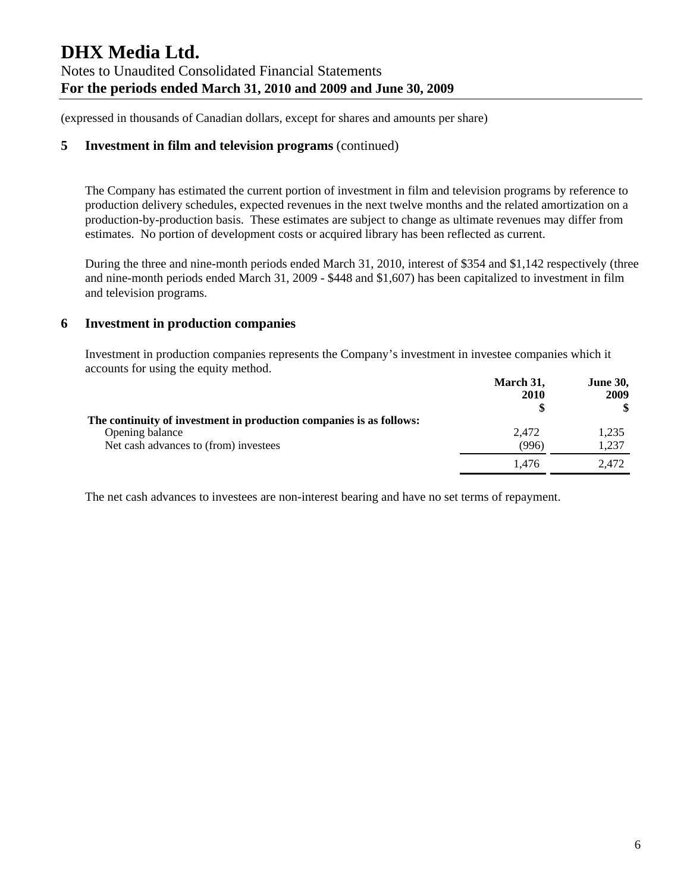(expressed in thousands of Canadian dollars, except for shares and amounts per share)

## 5 Investment in film and television programs (continued)

The Company has estimated the current portion of investment in film and television programs by reference to production delivery schedules, expected revenues in the next twelve months and the related amortization on a production-by-production basis. These estimates are subject to change as ultimate revenues may differ from estimates. No portion of development costs or acquired library has been reflected as current.

During the three and nine-month periods ended March 31, 2010, interest of $354 and $1,142 respectively (three and nine-month periods ended March 31, 2009 - $448 and $1,607) has been capitalized to investment in film and television programs.

## 6 Investment in production companies

Investment in production companies represents the Company's investment in investee companies which it accounts for using the equity method.

| | March 31, 2010 $ | June 30, 2009 $ |
|---|---|---|
| **The continuity of investment in production companies is as follows:** | | |
| Opening balance | 2,472 | 1,235 |
| Net cash advances to (from) investees | (996) | 1,237 |
| | 1,476 | 2,472 |

The net cash advances to investees are non-interest bearing and have no set terms of repayment.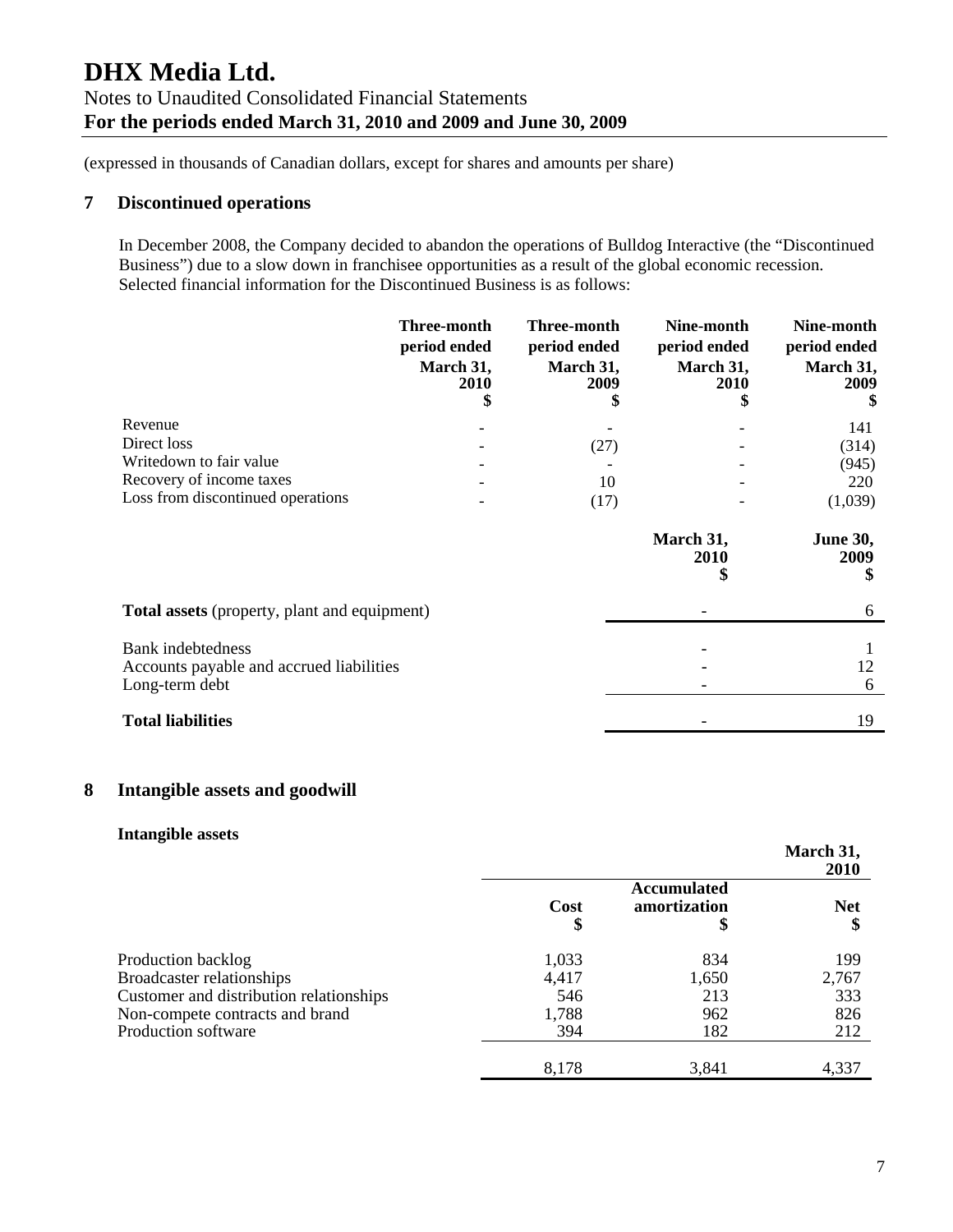(expressed in thousands of Canadian dollars, except for shares and amounts per share)

## 7 Discontinued operations

In December 2008, the Company decided to abandon the operations of Bulldog Interactive (the "Discontinued Business") due to a slow down in franchisee opportunities as a result of the global economic recession. Selected financial information for the Discontinued Business is as follows:

| | Three-month period ended March 31, 2010 $ | Three-month period ended March 31, 2009 $ | Nine-month period ended March 31, 2010 $ | Nine-month period ended March 31, 2009 $ |
|---|---|---|---|---|
| Revenue | - | - | - | 141 |
| Direct loss | - | (27) | - | (314) |
| Writedown to fair value | - | - | - | (945) |
| Recovery of income taxes | - | 10 | - | 220 |
| Loss from discontinued operations | - | (17) | - | (1,039) |

| | March 31, 2010 $ | June 30, 2009 $ |
|---|---|---|
| **Total assets** (property, plant and equipment) | - | 6 |
| Bank indebtedness | - | 1 |
| Accounts payable and accrued liabilities | - | 12 |
| Long-term debt | - | 6 |
| **Total liabilities** | - | 19 |

## 8 Intangible assets and goodwill

### Intangible assets

| | | | March 31, 2010 |
|---|---|---|---|
| | Cost $ | Accumulated amortization $ | Net $ |
| Production backlog | 1,033 | 834 | 199 |
| Broadcaster relationships | 4,417 | 1,650 | 2,767 |
| Customer and distribution relationships | 546 | 213 | 333 |
| Non-compete contracts and brand | 1,788 | 962 | 826 |
| Production software | 394 | 182 | 212 |
| | 8,178 | 3,841 | 4,337 |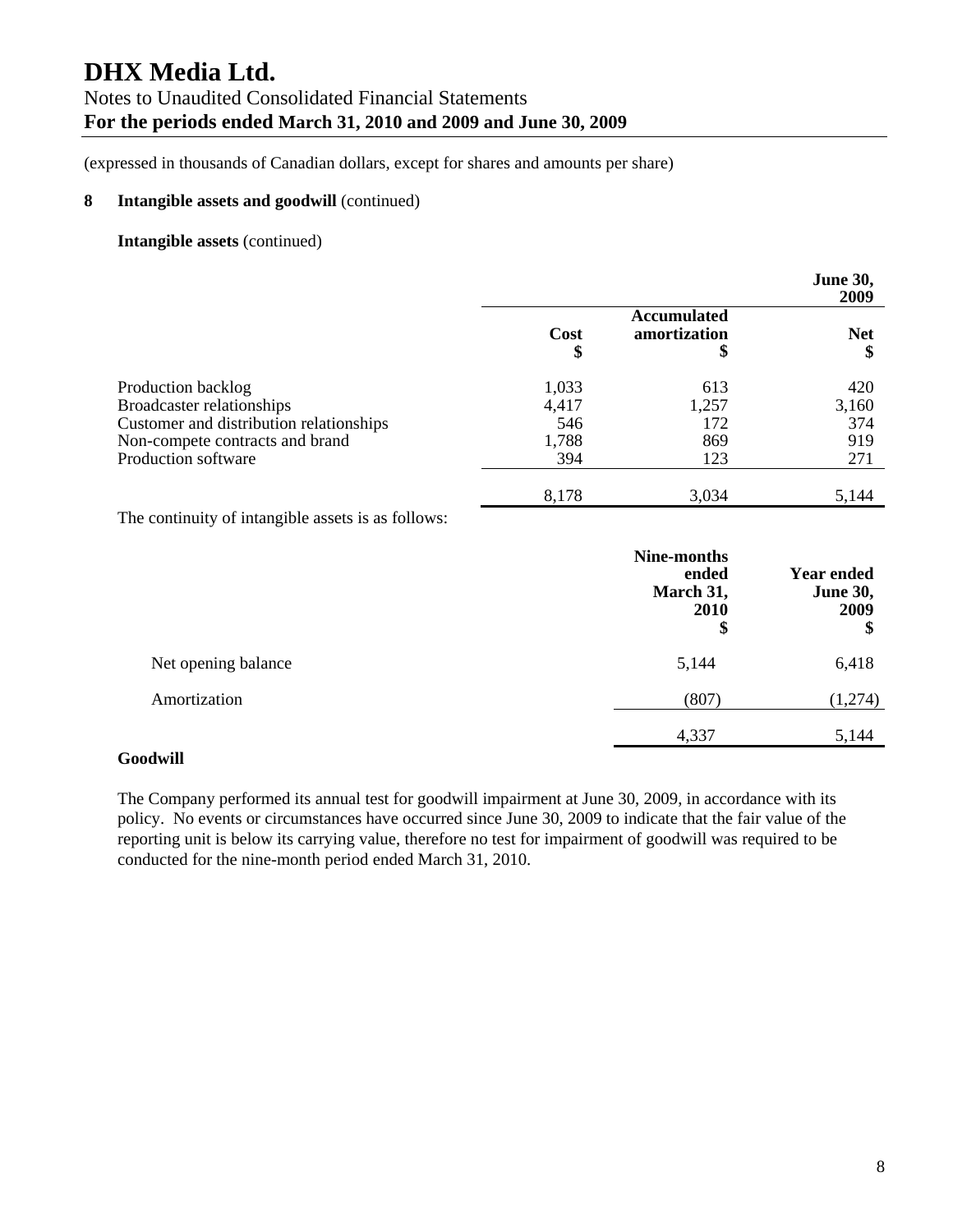(expressed in thousands of Canadian dollars, except for shares and amounts per share)

**8 Intangible assets and goodwill** (continued)

**Intangible assets** (continued)

| | | | **June 30, 2009** |
|---|---|---|---|
| | **Cost $** | **Accumulated amortization $** | **Net $** |
| Production backlog | 1,033 | 613 | 420 |
| Broadcaster relationships | 4,417 | 1,257 | 3,160 |
| Customer and distribution relationships | 546 | 172 | 374 |
| Non-compete contracts and brand | 1,788 | 869 | 919 |
| Production software | 394 | 123 | 271 |
| | 8,178 | 3,034 | 5,144 |

The continuity of intangible assets is as follows:

| | **Nine-months ended March 31, 2010 $** | **Year ended June 30, 2009 $** |
|---|---|---|
| Net opening balance | 5,144 | 6,418 |
| Amortization | (807) | (1,274) |
| | 4,337 | 5,144 |

**Goodwill**

The Company performed its annual test for goodwill impairment at June 30, 2009, in accordance with its policy. No events or circumstances have occurred since June 30, 2009 to indicate that the fair value of the reporting unit is below its carrying value, therefore no test for impairment of goodwill was required to be conducted for the nine-month period ended March 31, 2010.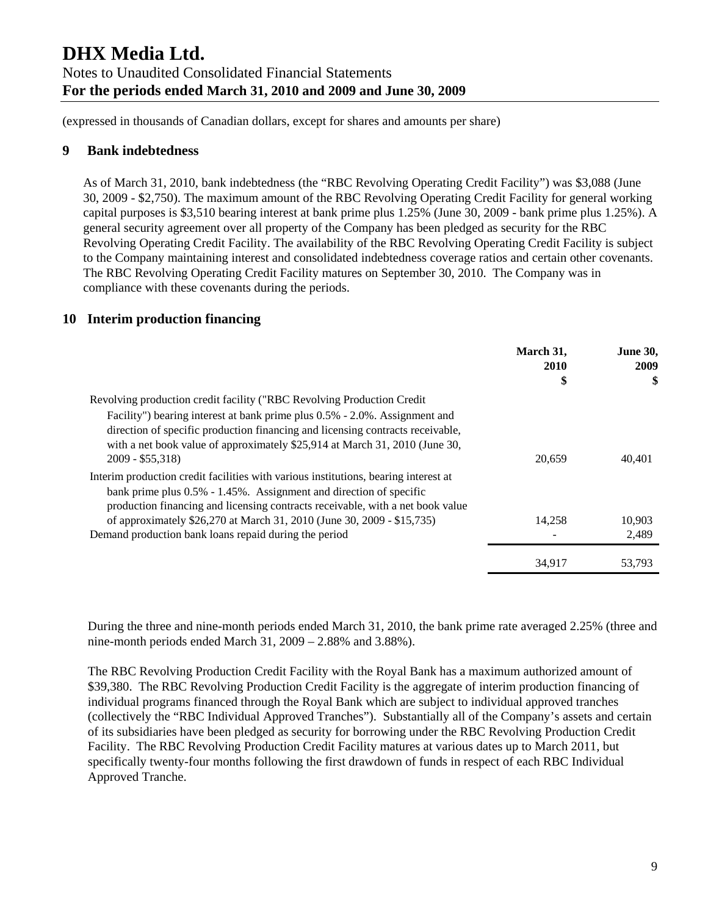(expressed in thousands of Canadian dollars, except for shares and amounts per share)

## 9 Bank indebtedness

As of March 31, 2010, bank indebtedness (the "RBC Revolving Operating Credit Facility") was \$3,088 (June 30, 2009 - \$2,750). The maximum amount of the RBC Revolving Operating Credit Facility for general working capital purposes is \$3,510 bearing interest at bank prime plus 1.25% (June 30, 2009 - bank prime plus 1.25%). A general security agreement over all property of the Company has been pledged as security for the RBC Revolving Operating Credit Facility. The availability of the RBC Revolving Operating Credit Facility is subject to the Company maintaining interest and consolidated indebtedness coverage ratios and certain other covenants. The RBC Revolving Operating Credit Facility matures on September 30, 2010. The Company was in compliance with these covenants during the periods.

## 10 Interim production financing

| | March 31, 2010 \$ | June 30, 2009 \$ |
|---|---|---|
| Revolving production credit facility ("RBC Revolving Production Credit Facility") bearing interest at bank prime plus 0.5% - 2.0%. Assignment and direction of specific production financing and licensing contracts receivable, with a net book value of approximately \$25,914 at March 31, 2010 (June 30, 2009 - \$55,318) | 20,659 | 40,401 |
| Interim production credit facilities with various institutions, bearing interest at bank prime plus 0.5% - 1.45%. Assignment and direction of specific production financing and licensing contracts receivable, with a net book value of approximately \$26,270 at March 31, 2010 (June 30, 2009 - \$15,735) | 14,258 | 10,903 |
| Demand production bank loans repaid during the period | - | 2,489 |
| | 34,917 | 53,793 |

During the three and nine-month periods ended March 31, 2010, the bank prime rate averaged 2.25% (three and nine-month periods ended March 31, 2009 – 2.88% and 3.88%).

The RBC Revolving Production Credit Facility with the Royal Bank has a maximum authorized amount of \$39,380. The RBC Revolving Production Credit Facility is the aggregate of interim production financing of individual programs financed through the Royal Bank which are subject to individual approved tranches (collectively the "RBC Individual Approved Tranches"). Substantially all of the Company's assets and certain of its subsidiaries have been pledged as security for borrowing under the RBC Revolving Production Credit Facility. The RBC Revolving Production Credit Facility matures at various dates up to March 2011, but specifically twenty-four months following the first drawdown of funds in respect of each RBC Individual Approved Tranche.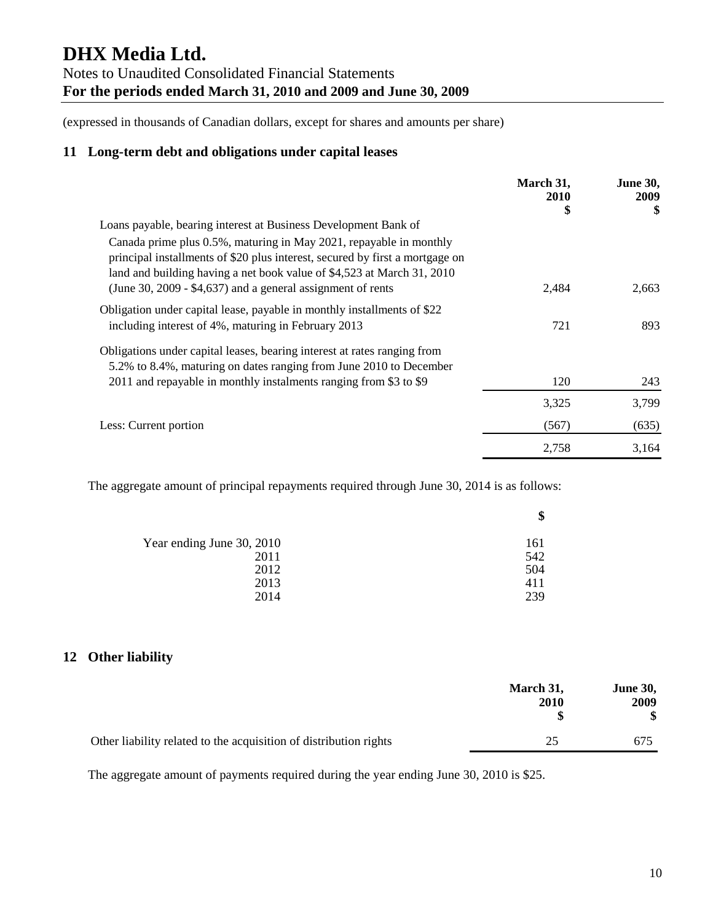# DHX Media Ltd.

Notes to Unaudited Consolidated Financial Statements

**For the periods ended March 31, 2010 and 2009 and June 30, 2009**

(expressed in thousands of Canadian dollars, except for shares and amounts per share)

## 11 Long-term debt and obligations under capital leases

| | March 31, 2010 $ | June 30, 2009 $ |
|---|---|---|
| Loans payable, bearing interest at Business Development Bank of Canada prime plus 0.5%, maturing in May 2021, repayable in monthly principal installments of $20 plus interest, secured by first a mortgage on land and building having a net book value of $4,523 at March 31, 2010 (June 30, 2009 - $4,637) and a general assignment of rents | 2,484 | 2,663 |
| Obligation under capital lease, payable in monthly installments of $22 including interest of 4%, maturing in February 2013 | 721 | 893 |
| Obligations under capital leases, bearing interest at rates ranging from 5.2% to 8.4%, maturing on dates ranging from June 2010 to December 2011 and repayable in monthly instalments ranging from $3 to $9 | 120 | 243 |
| | 3,325 | 3,799 |
| Less: Current portion | (567) | (635) |
| | 2,758 | 3,164 |

The aggregate amount of principal repayments required through June 30, 2014 is as follows:

| | $ |
|---|---|
| Year ending June 30, 2010 | 161 |
| 2011 | 542 |
| 2012 | 504 |
| 2013 | 411 |
| 2014 | 239 |

## 12 Other liability

| | March 31, 2010 $ | June 30, 2009 $ |
|---|---|---|
| Other liability related to the acquisition of distribution rights | 25 | 675 |

The aggregate amount of payments required during the year ending June 30, 2010 is $25.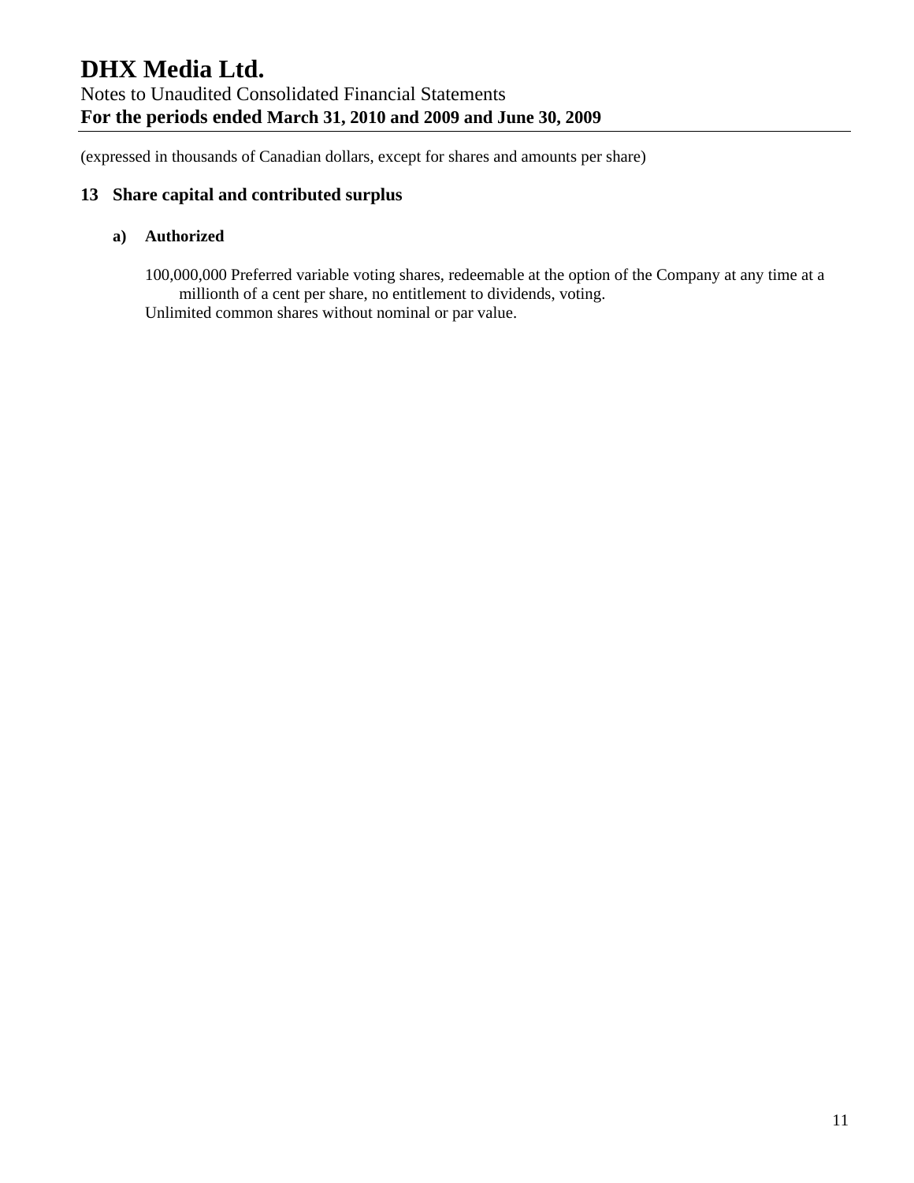(expressed in thousands of Canadian dollars, except for shares and amounts per share)

## 13 Share capital and contributed surplus

### a) Authorized

100,000,000 Preferred variable voting shares, redeemable at the option of the Company at any time at a millionth of a cent per share, no entitlement to dividends, voting.

Unlimited common shares without nominal or par value.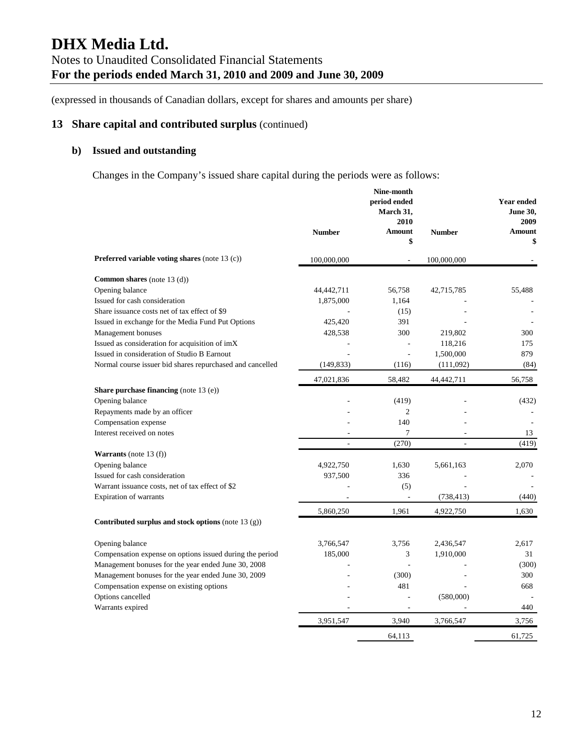# DHX Media Ltd.

Notes to Unaudited Consolidated Financial Statements
**For the periods ended March 31, 2010 and 2009 and June 30, 2009**

(expressed in thousands of Canadian dollars, except for shares and amounts per share)

## 13 Share capital and contributed surplus (continued)

### b) Issued and outstanding

Changes in the Company's issued share capital during the periods were as follows:

| | Number | Nine-month period ended March 31, 2010 Amount $ | Number | Year ended June 30, 2009 Amount $ |
|---|---|---|---|---|
| **Preferred variable voting shares** (note 13 (c)) | 100,000,000 | - | 100,000,000 | - |
| **Common shares** (note 13 (d)) | | | | |
| Opening balance | 44,442,711 | 56,758 | 42,715,785 | 55,488 |
| Issued for cash consideration | 1,875,000 | 1,164 | - | - |
| Share issuance costs net of tax effect of $9 | - | (15) | - | - |
| Issued in exchange for the Media Fund Put Options | 425,420 | 391 | - | - |
| Management bonuses | 428,538 | 300 | 219,802 | 300 |
| Issued as consideration for acquisition of imX | - | - | 118,216 | 175 |
| Issued in consideration of Studio B Earnout | - | - | 1,500,000 | 879 |
| Normal course issuer bid shares repurchased and cancelled | (149,833) | (116) | (111,092) | (84) |
| | 47,021,836 | 58,482 | 44,442,711 | 56,758 |
| **Share purchase financing** (note 13 (e)) | | | | |
| Opening balance | - | (419) | - | (432) |
| Repayments made by an officer | - | 2 | - | - |
| Compensation expense | - | 140 | - | - |
| Interest received on notes | - | 7 | - | 13 |
| | - | (270) | - | (419) |
| **Warrants** (note 13 (f)) | | | | |
| Opening balance | 4,922,750 | 1,630 | 5,661,163 | 2,070 |
| Issued for cash consideration | 937,500 | 336 | - | - |
| Warrant issuance costs, net of tax effect of $2 | - | (5) | - | - |
| Expiration of warrants | - | - | (738,413) | (440) |
| | 5,860,250 | 1,961 | 4,922,750 | 1,630 |
| **Contributed surplus and stock options** (note 13 (g)) | | | | |
| Opening balance | 3,766,547 | 3,756 | 2,436,547 | 2,617 |
| Compensation expense on options issued during the period | 185,000 | 3 | 1,910,000 | 31 |
| Management bonuses for the year ended June 30, 2008 | - | - | - | (300) |
| Management bonuses for the year ended June 30, 2009 | - | (300) | - | 300 |
| Compensation expense on existing options | - | 481 | - | 668 |
| Options cancelled | - | - | (580,000) | - |
| Warrants expired | - | - | - | 440 |
| | 3,951,547 | 3,940 | 3,766,547 | 3,756 |
| | | 64,113 | | 61,725 |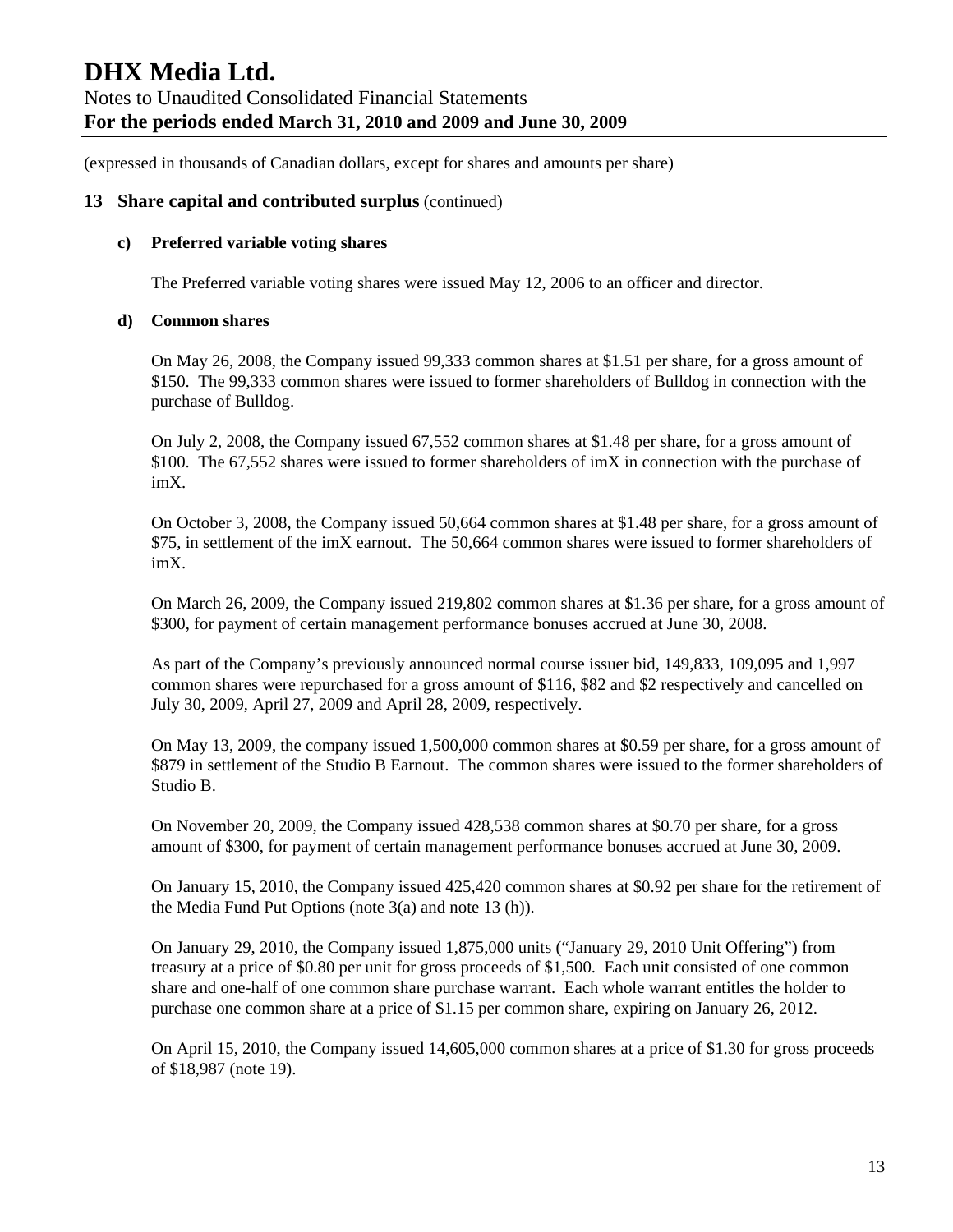(expressed in thousands of Canadian dollars, except for shares and amounts per share)

## 13 Share capital and contributed surplus (continued)

### c) Preferred variable voting shares

The Preferred variable voting shares were issued May 12, 2006 to an officer and director.

### d) Common shares

On May 26, 2008, the Company issued 99,333 common shares at $1.51 per share, for a gross amount of $150. The 99,333 common shares were issued to former shareholders of Bulldog in connection with the purchase of Bulldog.

On July 2, 2008, the Company issued 67,552 common shares at $1.48 per share, for a gross amount of $100. The 67,552 shares were issued to former shareholders of imX in connection with the purchase of imX.

On October 3, 2008, the Company issued 50,664 common shares at $1.48 per share, for a gross amount of $75, in settlement of the imX earnout. The 50,664 common shares were issued to former shareholders of imX.

On March 26, 2009, the Company issued 219,802 common shares at $1.36 per share, for a gross amount of $300, for payment of certain management performance bonuses accrued at June 30, 2008.

As part of the Company's previously announced normal course issuer bid, 149,833, 109,095 and 1,997 common shares were repurchased for a gross amount of $116, $82 and $2 respectively and cancelled on July 30, 2009, April 27, 2009 and April 28, 2009, respectively.

On May 13, 2009, the company issued 1,500,000 common shares at $0.59 per share, for a gross amount of $879 in settlement of the Studio B Earnout. The common shares were issued to the former shareholders of Studio B.

On November 20, 2009, the Company issued 428,538 common shares at $0.70 per share, for a gross amount of $300, for payment of certain management performance bonuses accrued at June 30, 2009.

On January 15, 2010, the Company issued 425,420 common shares at $0.92 per share for the retirement of the Media Fund Put Options (note 3(a) and note 13 (h)).

On January 29, 2010, the Company issued 1,875,000 units ("January 29, 2010 Unit Offering") from treasury at a price of $0.80 per unit for gross proceeds of $1,500. Each unit consisted of one common share and one-half of one common share purchase warrant. Each whole warrant entitles the holder to purchase one common share at a price of $1.15 per common share, expiring on January 26, 2012.

On April 15, 2010, the Company issued 14,605,000 common shares at a price of $1.30 for gross proceeds of $18,987 (note 19).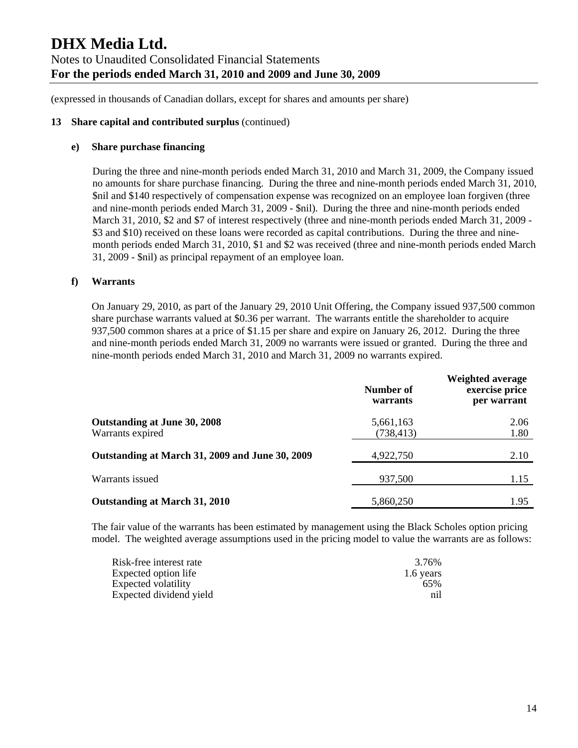# DHX Media Ltd.

Notes to Unaudited Consolidated Financial Statements
**For the periods ended March 31, 2010 and 2009 and June 30, 2009**

(expressed in thousands of Canadian dollars, except for shares and amounts per share)

**13 Share capital and contributed surplus** (continued)

**e) Share purchase financing**

During the three and nine-month periods ended March 31, 2010 and March 31, 2009, the Company issued no amounts for share purchase financing. During the three and nine-month periods ended March 31, 2010, $nil and $140 respectively of compensation expense was recognized on an employee loan forgiven (three and nine-month periods ended March 31, 2009 - $nil). During the three and nine-month periods ended March 31, 2010, $2 and $7 of interest respectively (three and nine-month periods ended March 31, 2009 - $3 and $10) received on these loans were recorded as capital contributions. During the three and nine-month periods ended March 31, 2010, $1 and $2 was received (three and nine-month periods ended March 31, 2009 - $nil) as principal repayment of an employee loan.

**f) Warrants**

On January 29, 2010, as part of the January 29, 2010 Unit Offering, the Company issued 937,500 common share purchase warrants valued at $0.36 per warrant. The warrants entitle the shareholder to acquire 937,500 common shares at a price of $1.15 per share and expire on January 26, 2012. During the three and nine-month periods ended March 31, 2009 no warrants were issued or granted. During the three and nine-month periods ended March 31, 2010 and March 31, 2009 no warrants expired.

| | Number of warrants | Weighted average exercise price per warrant |
|---|---|---|
| **Outstanding at June 30, 2008** | 5,661,163 | 2.06 |
| Warrants expired | (738,413) | 1.80 |
| **Outstanding at March 31, 2009 and June 30, 2009** | 4,922,750 | 2.10 |
| Warrants issued | 937,500 | 1.15 |
| **Outstanding at March 31, 2010** | 5,860,250 | 1.95 |

The fair value of the warrants has been estimated by management using the Black Scholes option pricing model. The weighted average assumptions used in the pricing model to value the warrants are as follows:

| | |
|---|---|
| Risk-free interest rate | 3.76% |
| Expected option life | 1.6 years |
| Expected volatility | 65% |
| Expected dividend yield | nil |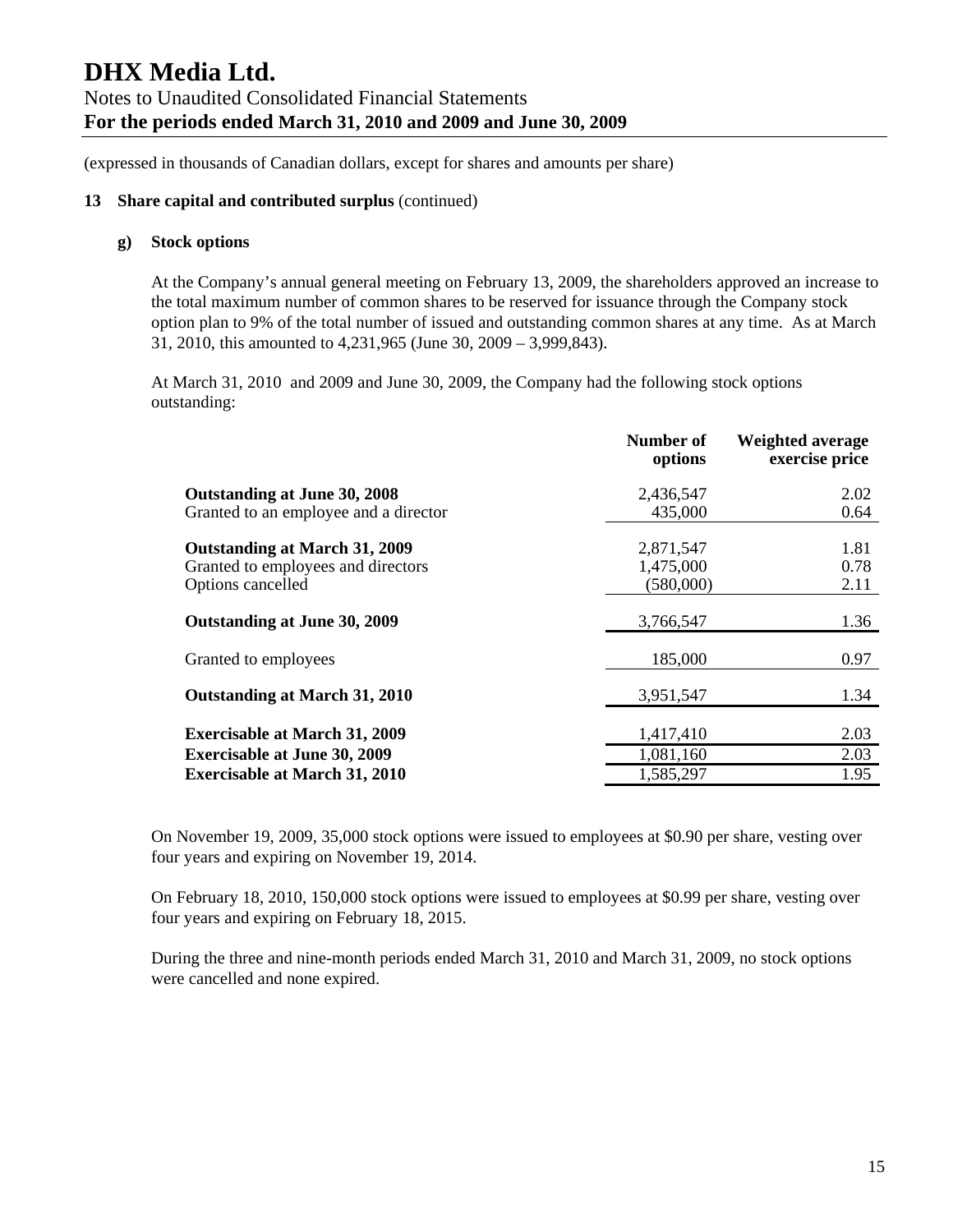# DHX Media Ltd.

Notes to Unaudited Consolidated Financial Statements

**For the periods ended March 31, 2010 and 2009 and June 30, 2009**

(expressed in thousands of Canadian dollars, except for shares and amounts per share)

**13 Share capital and contributed surplus** (continued)

**g) Stock options**

At the Company's annual general meeting on February 13, 2009, the shareholders approved an increase to the total maximum number of common shares to be reserved for issuance through the Company stock option plan to 9% of the total number of issued and outstanding common shares at any time. As at March 31, 2010, this amounted to 4,231,965 (June 30, 2009 – 3,999,843).

At March 31, 2010 and 2009 and June 30, 2009, the Company had the following stock options outstanding:

| | Number of options | Weighted average exercise price |
|---|---|---|
| **Outstanding at June 30, 2008** | 2,436,547 | 2.02 |
| Granted to an employee and a director | 435,000 | 0.64 |
| **Outstanding at March 31, 2009** | 2,871,547 | 1.81 |
| Granted to employees and directors | 1,475,000 | 0.78 |
| Options cancelled | (580,000) | 2.11 |
| **Outstanding at June 30, 2009** | 3,766,547 | 1.36 |
| Granted to employees | 185,000 | 0.97 |
| **Outstanding at March 31, 2010** | 3,951,547 | 1.34 |
| **Exercisable at March 31, 2009** | 1,417,410 | 2.03 |
| **Exercisable at June 30, 2009** | 1,081,160 | 2.03 |
| **Exercisable at March 31, 2010** | 1,585,297 | 1.95 |

On November 19, 2009, 35,000 stock options were issued to employees at $0.90 per share, vesting over four years and expiring on November 19, 2014.

On February 18, 2010, 150,000 stock options were issued to employees at $0.99 per share, vesting over four years and expiring on February 18, 2015.

During the three and nine-month periods ended March 31, 2010 and March 31, 2009, no stock options were cancelled and none expired.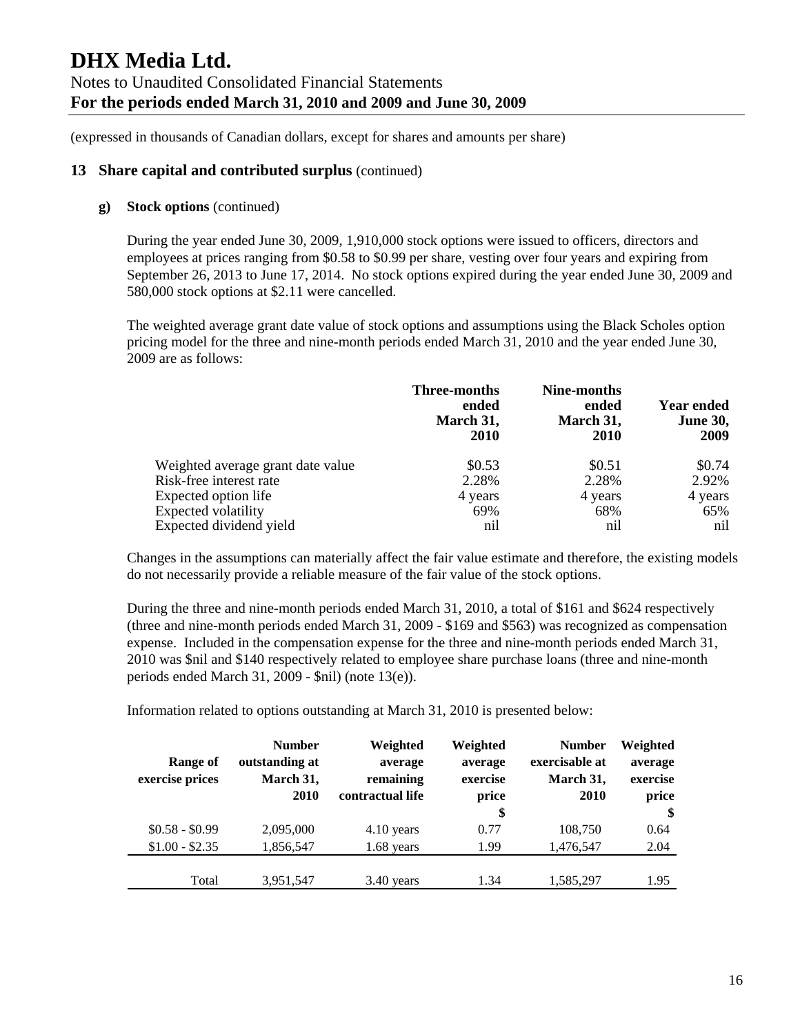(expressed in thousands of Canadian dollars, except for shares and amounts per share)

## 13 Share capital and contributed surplus (continued)

### g) Stock options (continued)

During the year ended June 30, 2009, 1,910,000 stock options were issued to officers, directors and employees at prices ranging from \$0.58 to \$0.99 per share, vesting over four years and expiring from September 26, 2013 to June 17, 2014. No stock options expired during the year ended June 30, 2009 and 580,000 stock options at \$2.11 were cancelled.

The weighted average grant date value of stock options and assumptions using the Black Scholes option pricing model for the three and nine-month periods ended March 31, 2010 and the year ended June 30, 2009 are as follows:

| | Three-months ended March 31, 2010 | Nine-months ended March 31, 2010 | Year ended June 30, 2009 |
|---|---|---|---|
| Weighted average grant date value | \$0.53 | \$0.51 | \$0.74 |
| Risk-free interest rate | 2.28% | 2.28% | 2.92% |
| Expected option life | 4 years | 4 years | 4 years |
| Expected volatility | 69% | 68% | 65% |
| Expected dividend yield | nil | nil | nil |

Changes in the assumptions can materially affect the fair value estimate and therefore, the existing models do not necessarily provide a reliable measure of the fair value of the stock options.

During the three and nine-month periods ended March 31, 2010, a total of \$161 and \$624 respectively (three and nine-month periods ended March 31, 2009 - \$169 and \$563) was recognized as compensation expense. Included in the compensation expense for the three and nine-month periods ended March 31, 2010 was \$nil and \$140 respectively related to employee share purchase loans (three and nine-month periods ended March 31, 2009 - \$nil) (note 13(e)).

Information related to options outstanding at March 31, 2010 is presented below:

| Range of exercise prices | Number outstanding at March 31, 2010 | Weighted average remaining contractual life | Weighted average exercise price \$ | Number exercisable at March 31, 2010 | Weighted average exercise price \$ |
|---|---|---|---|---|---|
| \$0.58 - \$0.99 | 2,095,000 | 4.10 years | 0.77 | 108,750 | 0.64 |
| \$1.00 - \$2.35 | 1,856,547 | 1.68 years | 1.99 | 1,476,547 | 2.04 |
| Total | 3,951,547 | 3.40 years | 1.34 | 1,585,297 | 1.95 |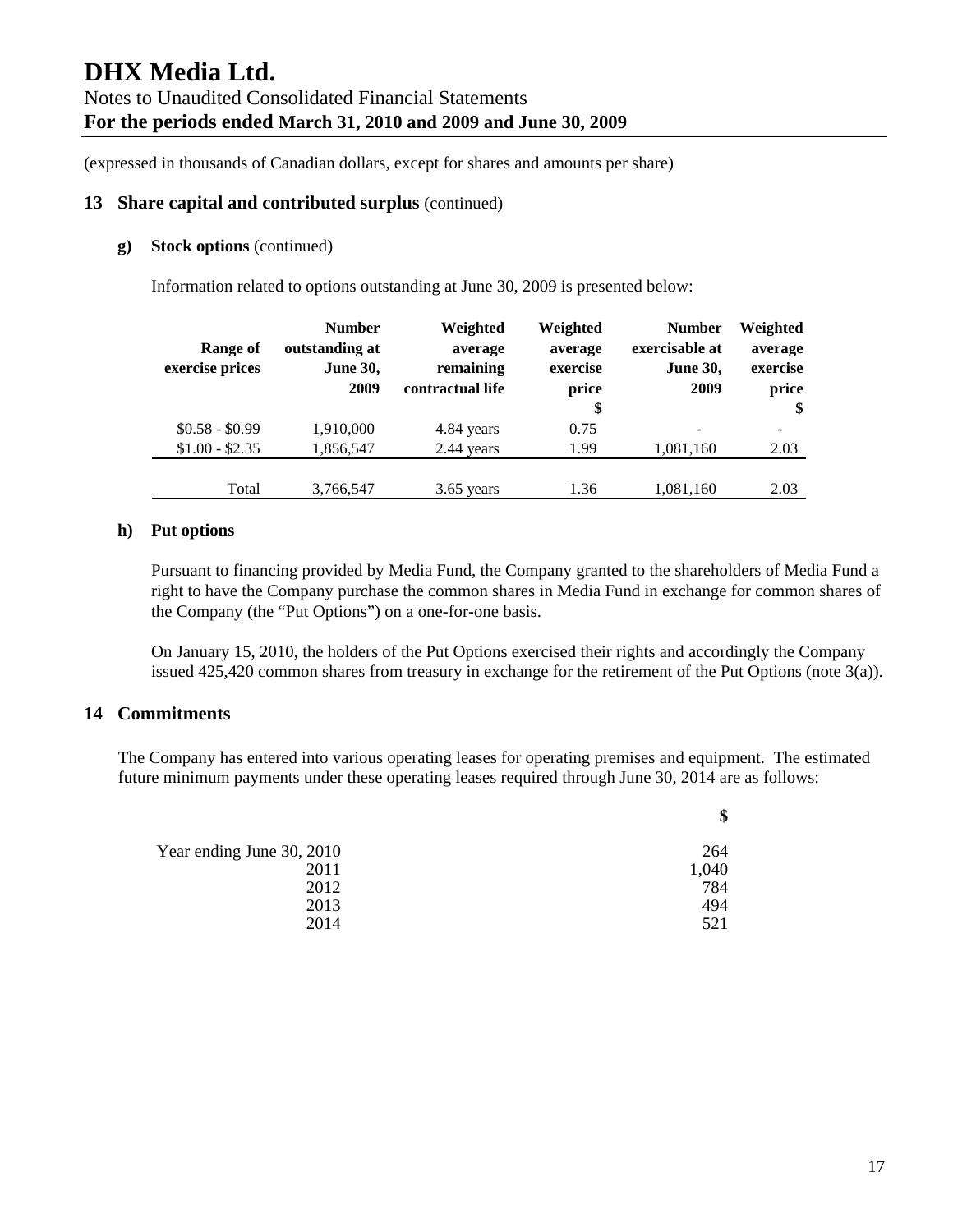(expressed in thousands of Canadian dollars, except for shares and amounts per share)

## 13 Share capital and contributed surplus (continued)

### g) Stock options (continued)

Information related to options outstanding at June 30, 2009 is presented below:

| Range of exercise prices | Number outstanding at June 30, 2009 | Weighted average remaining contractual life | Weighted average exercise price $ | Number exercisable at June 30, 2009 | Weighted average exercise price $ |
|---|---|---|---|---|---|
| $0.58 - $0.99 | 1,910,000 | 4.84 years | 0.75 | - | - |
| $1.00 - $2.35 | 1,856,547 | 2.44 years | 1.99 | 1,081,160 | 2.03 |
| Total | 3,766,547 | 3.65 years | 1.36 | 1,081,160 | 2.03 |

### h) Put options

Pursuant to financing provided by Media Fund, the Company granted to the shareholders of Media Fund a right to have the Company purchase the common shares in Media Fund in exchange for common shares of the Company (the "Put Options") on a one-for-one basis.

On January 15, 2010, the holders of the Put Options exercised their rights and accordingly the Company issued 425,420 common shares from treasury in exchange for the retirement of the Put Options (note 3(a)).

## 14 Commitments

The Company has entered into various operating leases for operating premises and equipment. The estimated future minimum payments under these operating leases required through June 30, 2014 are as follows:

| | $ |
|---|---|
| Year ending June 30, 2010 | 264 |
| 2011 | 1,040 |
| 2012 | 784 |
| 2013 | 494 |
| 2014 | 521 |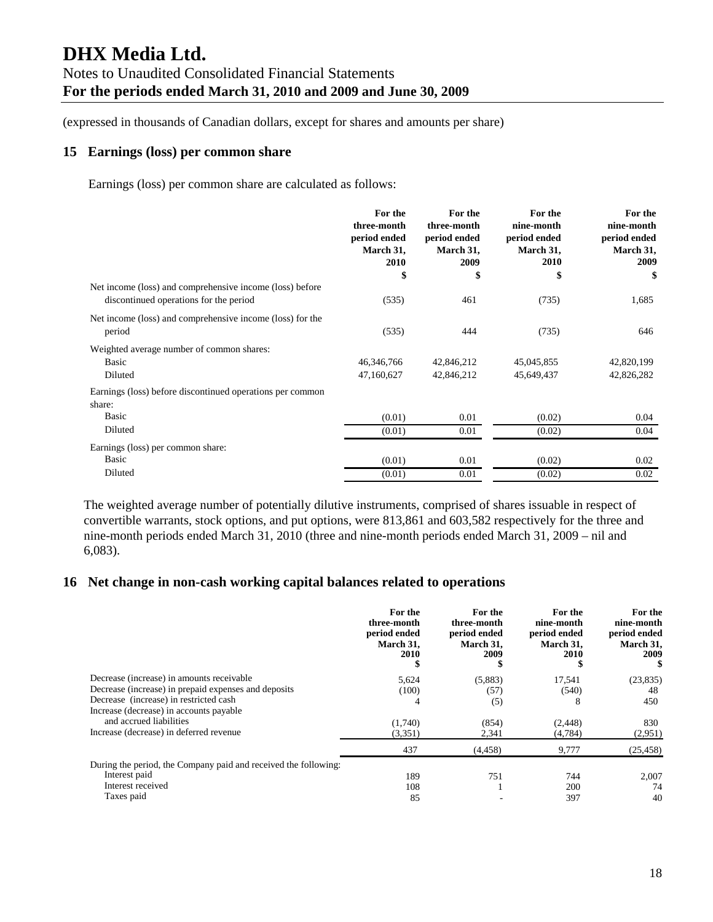(expressed in thousands of Canadian dollars, except for shares and amounts per share)

## 15 Earnings (loss) per common share

Earnings (loss) per common share are calculated as follows:

| | For the three-month period ended March 31, 2010 $ | For the three-month period ended March 31, 2009 $ | For the nine-month period ended March 31, 2010 $ | For the nine-month period ended March 31, 2009 $ |
|---|---|---|---|---|
| Net income (loss) and comprehensive income (loss) before discontinued operations for the period | (535) | 461 | (735) | 1,685 |
| Net income (loss) and comprehensive income (loss) for the period | (535) | 444 | (735) | 646 |
| Weighted average number of common shares: | | | | |
| Basic | 46,346,766 | 42,846,212 | 45,045,855 | 42,820,199 |
| Diluted | 47,160,627 | 42,846,212 | 45,649,437 | 42,826,282 |
| Earnings (loss) before discontinued operations per common share: | | | | |
| Basic | (0.01) | 0.01 | (0.02) | 0.04 |
| Diluted | (0.01) | 0.01 | (0.02) | 0.04 |
| Earnings (loss) per common share: | | | | |
| Basic | (0.01) | 0.01 | (0.02) | 0.02 |
| Diluted | (0.01) | 0.01 | (0.02) | 0.02 |

The weighted average number of potentially dilutive instruments, comprised of shares issuable in respect of convertible warrants, stock options, and put options, were 813,861 and 603,582 respectively for the three and nine-month periods ended March 31, 2010 (three and nine-month periods ended March 31, 2009 – nil and 6,083).

## 16 Net change in non-cash working capital balances related to operations

| | For the three-month period ended March 31, 2010 $ | For the three-month period ended March 31, 2009 $ | For the nine-month period ended March 31, 2010 $ | For the nine-month period ended March 31, 2009 $ |
|---|---|---|---|---|
| Decrease (increase) in amounts receivable | 5,624 | (5,883) | 17,541 | (23,835) |
| Decrease (increase) in prepaid expenses and deposits | (100) | (57) | (540) | 48 |
| Decrease (increase) in restricted cash | 4 | (5) | 8 | 450 |
| Increase (decrease) in accounts payable and accrued liabilities | (1,740) | (854) | (2,448) | 830 |
| Increase (decrease) in deferred revenue | (3,351) | 2,341 | (4,784) | (2,951) |
| | 437 | (4,458) | 9,777 | (25,458) |
| During the period, the Company paid and received the following: | | | | |
| Interest paid | 189 | 751 | 744 | 2,007 |
| Interest received | 108 | 1 | 200 | 74 |
| Taxes paid | 85 | - | 397 | 40 |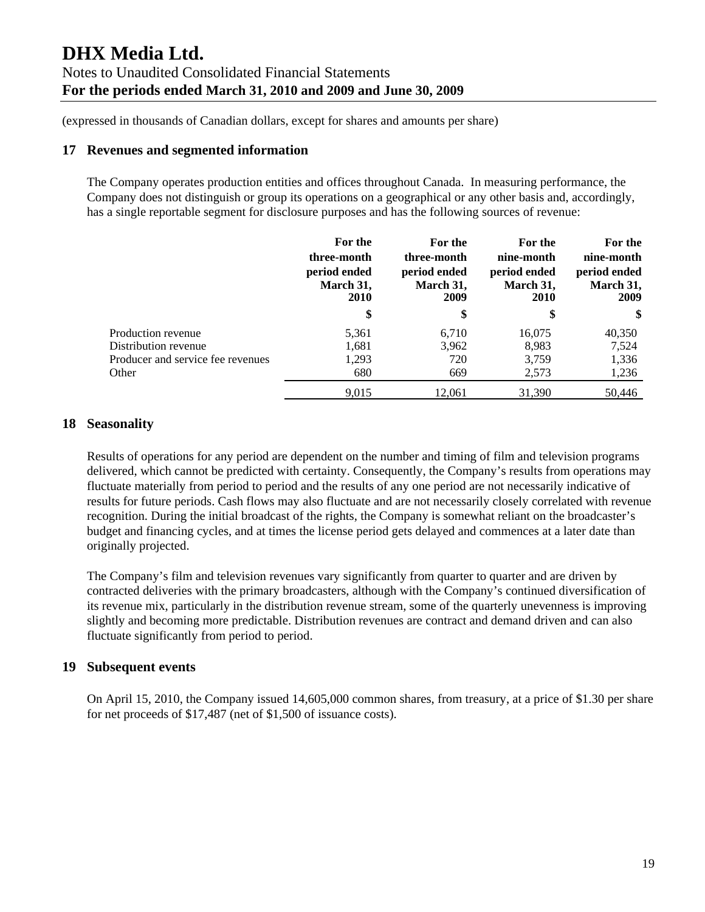# DHX Media Ltd.

Notes to Unaudited Consolidated Financial Statements
**For the periods ended March 31, 2010 and 2009 and June 30, 2009**

(expressed in thousands of Canadian dollars, except for shares and amounts per share)

## 17 Revenues and segmented information

The Company operates production entities and offices throughout Canada. In measuring performance, the Company does not distinguish or group its operations on a geographical or any other basis and, accordingly, has a single reportable segment for disclosure purposes and has the following sources of revenue:

| | For the three-month period ended March 31, 2010 | For the three-month period ended March 31, 2009 | For the nine-month period ended March 31, 2010 | For the nine-month period ended March 31, 2009 |
|---|---|---|---|---|
| | $ | $ | $ | $ |
| Production revenue | 5,361 | 6,710 | 16,075 | 40,350 |
| Distribution revenue | 1,681 | 3,962 | 8,983 | 7,524 |
| Producer and service fee revenues | 1,293 | 720 | 3,759 | 1,336 |
| Other | 680 | 669 | 2,573 | 1,236 |
| | 9,015 | 12,061 | 31,390 | 50,446 |

## 18 Seasonality

Results of operations for any period are dependent on the number and timing of film and television programs delivered, which cannot be predicted with certainty. Consequently, the Company's results from operations may fluctuate materially from period to period and the results of any one period are not necessarily indicative of results for future periods. Cash flows may also fluctuate and are not necessarily closely correlated with revenue recognition. During the initial broadcast of the rights, the Company is somewhat reliant on the broadcaster's budget and financing cycles, and at times the license period gets delayed and commences at a later date than originally projected.

The Company's film and television revenues vary significantly from quarter to quarter and are driven by contracted deliveries with the primary broadcasters, although with the Company's continued diversification of its revenue mix, particularly in the distribution revenue stream, some of the quarterly unevenness is improving slightly and becoming more predictable. Distribution revenues are contract and demand driven and can also fluctuate significantly from period to period.

## 19 Subsequent events

On April 15, 2010, the Company issued 14,605,000 common shares, from treasury, at a price of $1.30 per share for net proceeds of $17,487 (net of $1,500 of issuance costs).